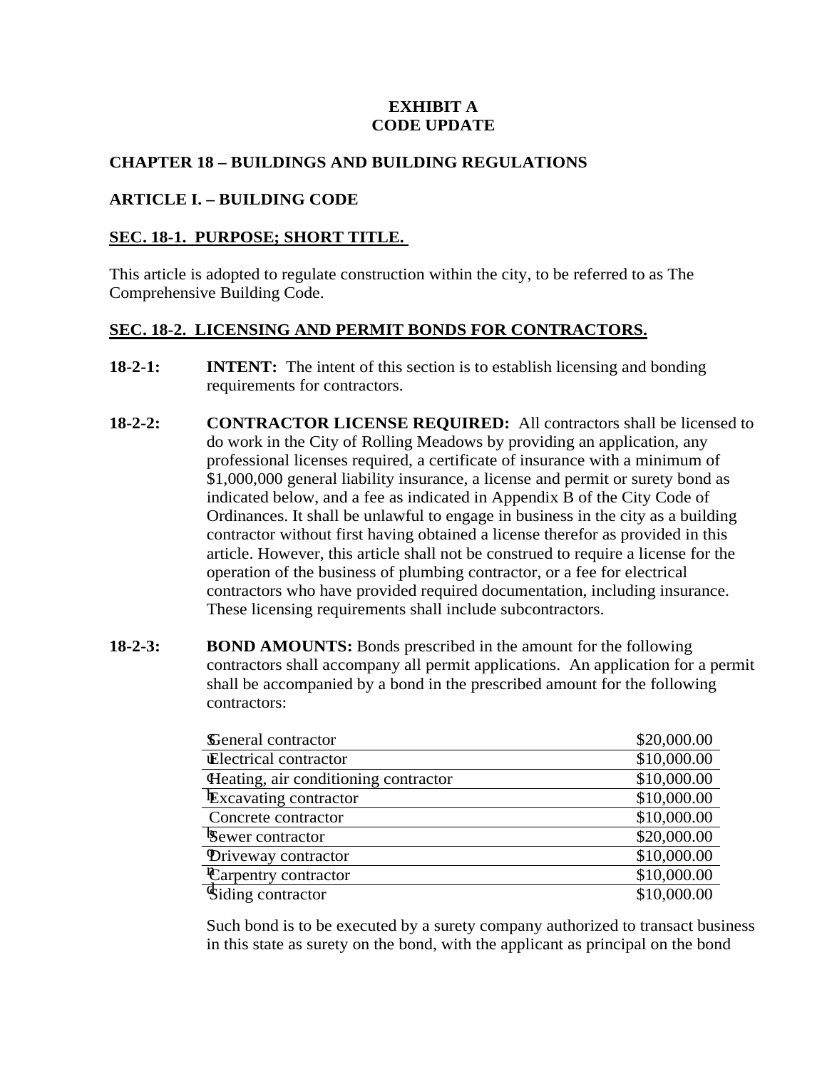**EXHIBIT A**
**CODE UPDATE**

## CHAPTER 18 – BUILDINGS AND BUILDING REGULATIONS

## ARTICLE I. – BUILDING CODE

### SEC. 18-1. PURPOSE; SHORT TITLE.

This article is adopted to regulate construction within the city, to be referred to as The Comprehensive Building Code.

### SEC. 18-2. LICENSING AND PERMIT BONDS FOR CONTRACTORS.

**18-2-1:** **INTENT:** The intent of this section is to establish licensing and bonding requirements for contractors.

**18-2-2:** **CONTRACTOR LICENSE REQUIRED:** All contractors shall be licensed to do work in the City of Rolling Meadows by providing an application, any professional licenses required, a certificate of insurance with a minimum of $1,000,000 general liability insurance, a license and permit or surety bond as indicated below, and a fee as indicated in Appendix B of the City Code of Ordinances. It shall be unlawful to engage in business in the city as a building contractor without first having obtained a license therefor as provided in this article. However, this article shall not be construed to require a license for the operation of the business of plumbing contractor, or a fee for electrical contractors who have provided required documentation, including insurance. These licensing requirements shall include subcontractors.

**18-2-3:** **BOND AMOUNTS:** Bonds prescribed in the amount for the following contractors shall accompany all permit applications. An application for a permit shall be accompanied by a bond in the prescribed amount for the following contractors:

| Contractor | Bond |
|---|---|
| General contractor | $20,000.00 |
| Electrical contractor | $10,000.00 |
| Heating, air conditioning contractor | $10,000.00 |
| Excavating contractor | $10,000.00 |
| Concrete contractor | $10,000.00 |
| Sewer contractor | $20,000.00 |
| Driveway contractor | $10,000.00 |
| Carpentry contractor | $10,000.00 |
| Siding contractor | $10,000.00 |

Such bond is to be executed by a surety company authorized to transact business in this state as surety on the bond, with the applicant as principal on the bond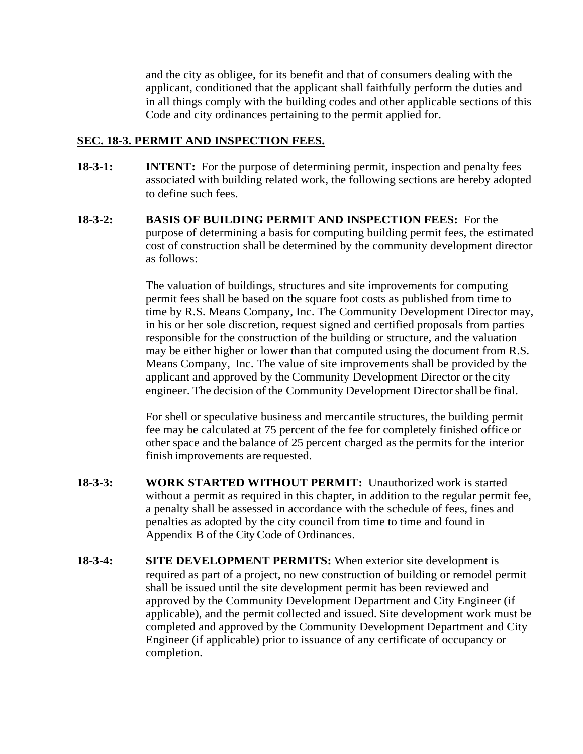and the city as obligee, for its benefit and that of consumers dealing with the applicant, conditioned that the applicant shall faithfully perform the duties and in all things comply with the building codes and other applicable sections of this Code and city ordinances pertaining to the permit applied for.

## SEC. 18-3. PERMIT AND INSPECTION FEES.

**18-3-1: INTENT:** For the purpose of determining permit, inspection and penalty fees associated with building related work, the following sections are hereby adopted to define such fees.

**18-3-2: BASIS OF BUILDING PERMIT AND INSPECTION FEES:** For the purpose of determining a basis for computing building permit fees, the estimated cost of construction shall be determined by the community development director as follows:

The valuation of buildings, structures and site improvements for computing permit fees shall be based on the square foot costs as published from time to time by R.S. Means Company, Inc. The Community Development Director may, in his or her sole discretion, request signed and certified proposals from parties responsible for the construction of the building or structure, and the valuation may be either higher or lower than that computed using the document from R.S. Means Company, Inc. The value of site improvements shall be provided by the applicant and approved by the Community Development Director or the city engineer. The decision of the Community Development Director shall be final.

For shell or speculative business and mercantile structures, the building permit fee may be calculated at 75 percent of the fee for completely finished office or other space and the balance of 25 percent charged as the permits for the interior finish improvements are requested.

**18-3-3: WORK STARTED WITHOUT PERMIT:** Unauthorized work is started without a permit as required in this chapter, in addition to the regular permit fee, a penalty shall be assessed in accordance with the schedule of fees, fines and penalties as adopted by the city council from time to time and found in Appendix B of the City Code of Ordinances.

**18-3-4: SITE DEVELOPMENT PERMITS:** When exterior site development is required as part of a project, no new construction of building or remodel permit shall be issued until the site development permit has been reviewed and approved by the Community Development Department and City Engineer (if applicable), and the permit collected and issued. Site development work must be completed and approved by the Community Development Department and City Engineer (if applicable) prior to issuance of any certificate of occupancy or completion.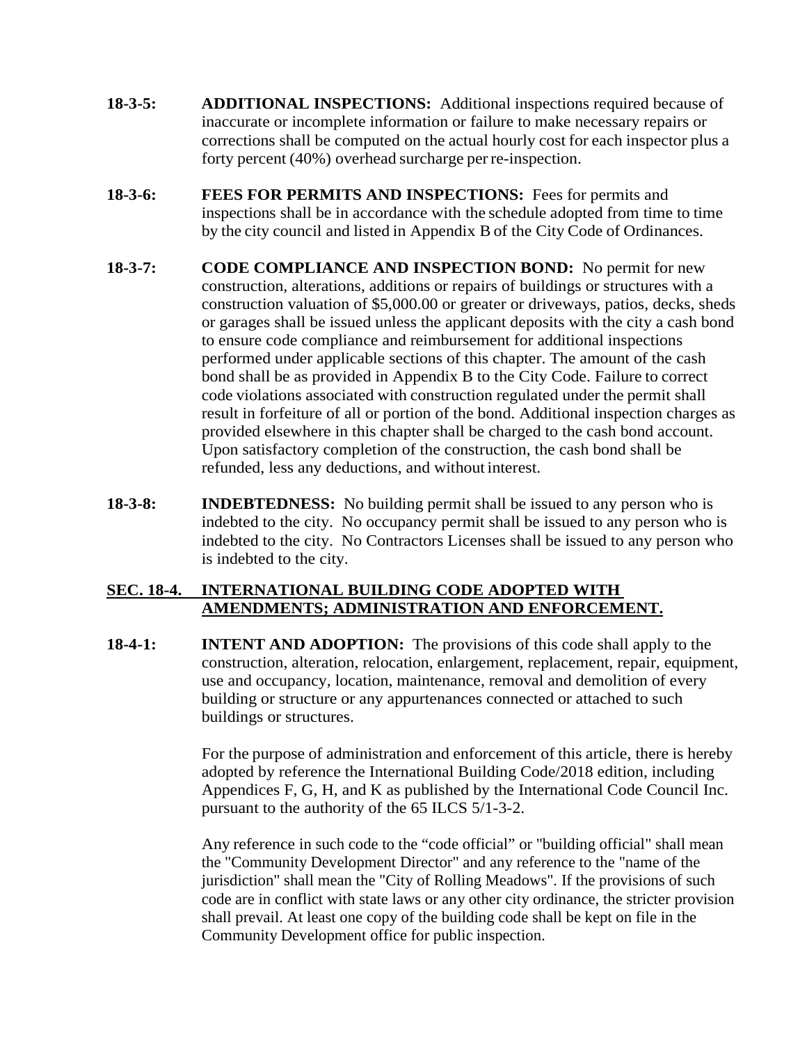**18-3-5: ADDITIONAL INSPECTIONS:** Additional inspections required because of inaccurate or incomplete information or failure to make necessary repairs or corrections shall be computed on the actual hourly cost for each inspector plus a forty percent (40%) overhead surcharge per re-inspection.

**18-3-6: FEES FOR PERMITS AND INSPECTIONS:** Fees for permits and inspections shall be in accordance with the schedule adopted from time to time by the city council and listed in Appendix B of the City Code of Ordinances.

**18-3-7: CODE COMPLIANCE AND INSPECTION BOND:** No permit for new construction, alterations, additions or repairs of buildings or structures with a construction valuation of $5,000.00 or greater or driveways, patios, decks, sheds or garages shall be issued unless the applicant deposits with the city a cash bond to ensure code compliance and reimbursement for additional inspections performed under applicable sections of this chapter. The amount of the cash bond shall be as provided in Appendix B to the City Code. Failure to correct code violations associated with construction regulated under the permit shall result in forfeiture of all or portion of the bond. Additional inspection charges as provided elsewhere in this chapter shall be charged to the cash bond account. Upon satisfactory completion of the construction, the cash bond shall be refunded, less any deductions, and without interest.

**18-3-8: INDEBTEDNESS:** No building permit shall be issued to any person who is indebted to the city. No occupancy permit shall be issued to any person who is indebted to the city. No Contractors Licenses shall be issued to any person who is indebted to the city.

## SEC. 18-4. INTERNATIONAL BUILDING CODE ADOPTED WITH AMENDMENTS; ADMINISTRATION AND ENFORCEMENT.

**18-4-1: INTENT AND ADOPTION:** The provisions of this code shall apply to the construction, alteration, relocation, enlargement, replacement, repair, equipment, use and occupancy, location, maintenance, removal and demolition of every building or structure or any appurtenances connected or attached to such buildings or structures.

For the purpose of administration and enforcement of this article, there is hereby adopted by reference the International Building Code/2018 edition, including Appendices F, G, H, and K as published by the International Code Council Inc. pursuant to the authority of the 65 ILCS 5/1-3-2.

Any reference in such code to the "code official" or "building official" shall mean the "Community Development Director" and any reference to the "name of the jurisdiction" shall mean the "City of Rolling Meadows". If the provisions of such code are in conflict with state laws or any other city ordinance, the stricter provision shall prevail. At least one copy of the building code shall be kept on file in the Community Development office for public inspection.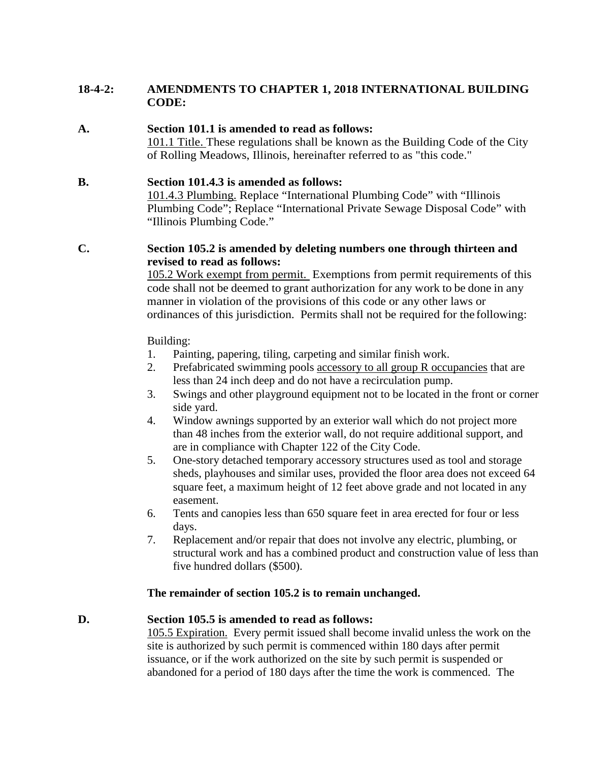**18-4-2: AMENDMENTS TO CHAPTER 1, 2018 INTERNATIONAL BUILDING CODE:**

**A. Section 101.1 is amended to read as follows:**

101.1 Title. These regulations shall be known as the Building Code of the City of Rolling Meadows, Illinois, hereinafter referred to as "this code."

**B. Section 101.4.3 is amended as follows:**

101.4.3 Plumbing. Replace "International Plumbing Code" with "Illinois Plumbing Code"; Replace "International Private Sewage Disposal Code" with "Illinois Plumbing Code."

**C. Section 105.2 is amended by deleting numbers one through thirteen and revised to read as follows:**

105.2 Work exempt from permit. Exemptions from permit requirements of this code shall not be deemed to grant authorization for any work to be done in any manner in violation of the provisions of this code or any other laws or ordinances of this jurisdiction. Permits shall not be required for the following:

Building:

1. Painting, papering, tiling, carpeting and similar finish work.
2. Prefabricated swimming pools accessory to all group R occupancies that are less than 24 inch deep and do not have a recirculation pump.
3. Swings and other playground equipment not to be located in the front or corner side yard.
4. Window awnings supported by an exterior wall which do not project more than 48 inches from the exterior wall, do not require additional support, and are in compliance with Chapter 122 of the City Code.
5. One-story detached temporary accessory structures used as tool and storage sheds, playhouses and similar uses, provided the floor area does not exceed 64 square feet, a maximum height of 12 feet above grade and not located in any easement.
6. Tents and canopies less than 650 square feet in area erected for four or less days.
7. Replacement and/or repair that does not involve any electric, plumbing, or structural work and has a combined product and construction value of less than five hundred dollars ($500).

**The remainder of section 105.2 is to remain unchanged.**

**D. Section 105.5 is amended to read as follows:**

105.5 Expiration. Every permit issued shall become invalid unless the work on the site is authorized by such permit is commenced within 180 days after permit issuance, or if the work authorized on the site by such permit is suspended or abandoned for a period of 180 days after the time the work is commenced. The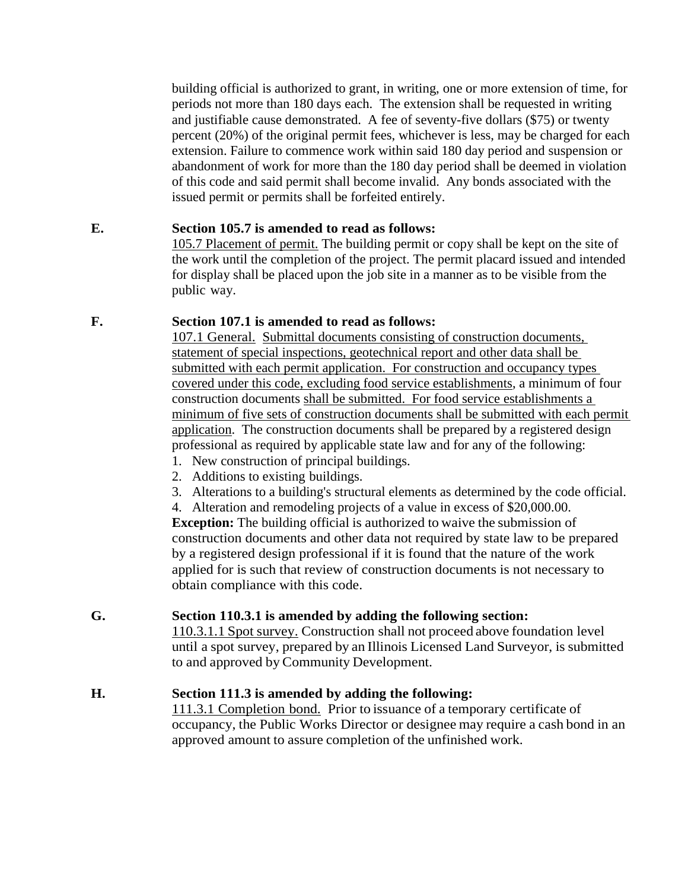building official is authorized to grant, in writing, one or more extension of time, for periods not more than 180 days each. The extension shall be requested in writing and justifiable cause demonstrated. A fee of seventy-five dollars ($75) or twenty percent (20%) of the original permit fees, whichever is less, may be charged for each extension. Failure to commence work within said 180 day period and suspension or abandonment of work for more than the 180 day period shall be deemed in violation of this code and said permit shall become invalid. Any bonds associated with the issued permit or permits shall be forfeited entirely.

**E. Section 105.7 is amended to read as follows:**

<u>105.7 Placement of permit.</u> The building permit or copy shall be kept on the site of the work until the completion of the project. The permit placard issued and intended for display shall be placed upon the job site in a manner as to be visible from the public way.

**F. Section 107.1 is amended to read as follows:**

<u>107.1 General.</u> <u>Submittal documents consisting of construction documents, statement of special inspections, geotechnical report and other data shall be submitted with each permit application. For construction and occupancy types covered under this code, excluding food service establishments</u>, a minimum of four construction documents <u>shall be submitted. For food service establishments a minimum of five sets of construction documents shall be submitted with each permit application</u>. The construction documents shall be prepared by a registered design professional as required by applicable state law and for any of the following:

1. New construction of principal buildings.
2. Additions to existing buildings.
3. Alterations to a building's structural elements as determined by the code official.
4. Alteration and remodeling projects of a value in excess of $20,000.00.

**Exception:** The building official is authorized to waive the submission of construction documents and other data not required by state law to be prepared by a registered design professional if it is found that the nature of the work applied for is such that review of construction documents is not necessary to obtain compliance with this code.

**G. Section 110.3.1 is amended by adding the following section:**

<u>110.3.1.1 Spot survey.</u> Construction shall not proceed above foundation level until a spot survey, prepared by an Illinois Licensed Land Surveyor, is submitted to and approved by Community Development.

**H. Section 111.3 is amended by adding the following:**

<u>111.3.1 Completion bond.</u> Prior to issuance of a temporary certificate of occupancy, the Public Works Director or designee may require a cash bond in an approved amount to assure completion of the unfinished work.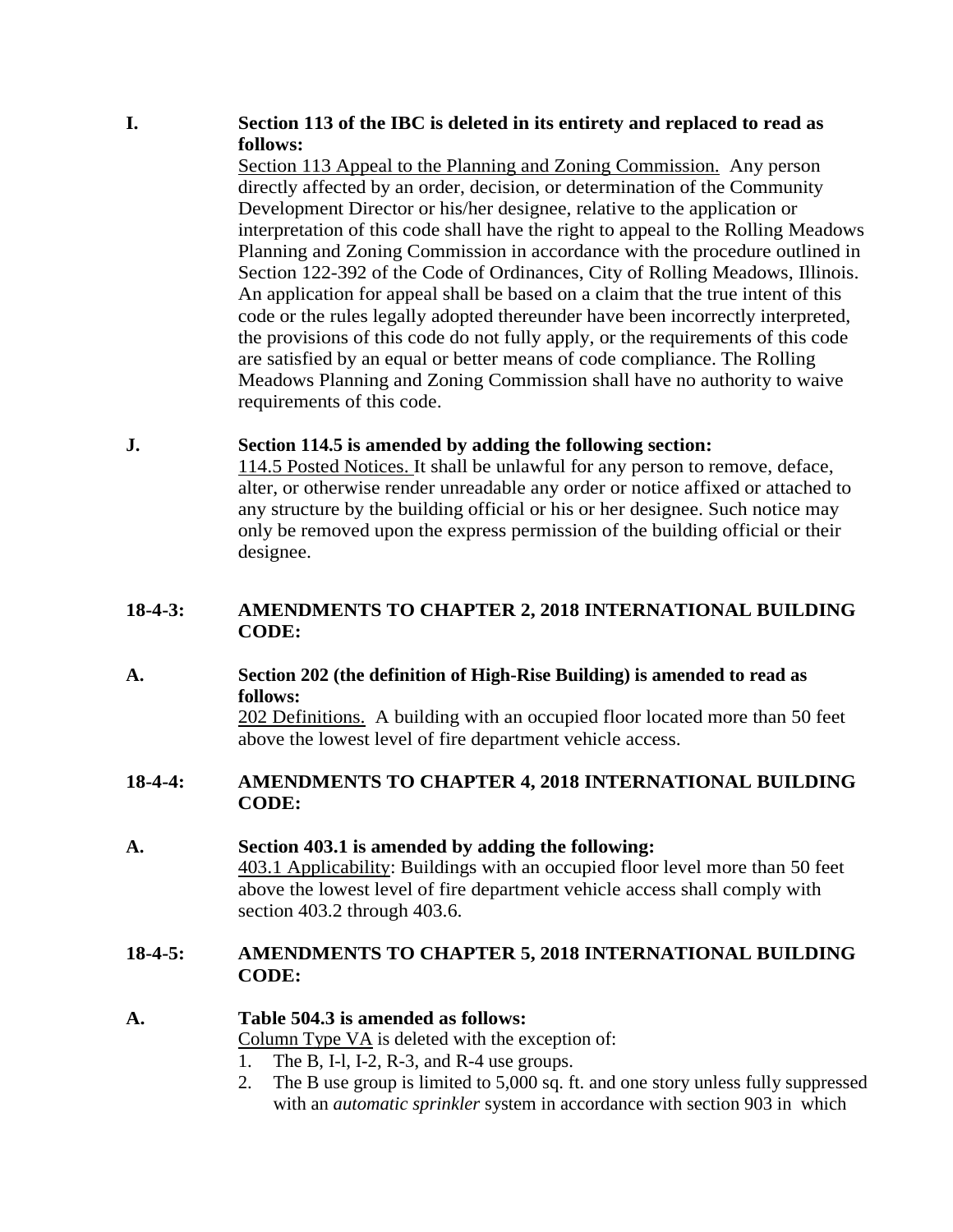**I. Section 113 of the IBC is deleted in its entirety and replaced to read as follows:**

Section 113 Appeal to the Planning and Zoning Commission. Any person directly affected by an order, decision, or determination of the Community Development Director or his/her designee, relative to the application or interpretation of this code shall have the right to appeal to the Rolling Meadows Planning and Zoning Commission in accordance with the procedure outlined in Section 122-392 of the Code of Ordinances, City of Rolling Meadows, Illinois. An application for appeal shall be based on a claim that the true intent of this code or the rules legally adopted thereunder have been incorrectly interpreted, the provisions of this code do not fully apply, or the requirements of this code are satisfied by an equal or better means of code compliance. The Rolling Meadows Planning and Zoning Commission shall have no authority to waive requirements of this code.

**J. Section 114.5 is amended by adding the following section:**

114.5 Posted Notices. It shall be unlawful for any person to remove, deface, alter, or otherwise render unreadable any order or notice affixed or attached to any structure by the building official or his or her designee. Such notice may only be removed upon the express permission of the building official or their designee.

## 18-4-3: AMENDMENTS TO CHAPTER 2, 2018 INTERNATIONAL BUILDING CODE:

**A. Section 202 (the definition of High-Rise Building) is amended to read as follows:**

202 Definitions. A building with an occupied floor located more than 50 feet above the lowest level of fire department vehicle access.

## 18-4-4: AMENDMENTS TO CHAPTER 4, 2018 INTERNATIONAL BUILDING CODE:

**A. Section 403.1 is amended by adding the following:**

403.1 Applicability: Buildings with an occupied floor level more than 50 feet above the lowest level of fire department vehicle access shall comply with section 403.2 through 403.6.

## 18-4-5: AMENDMENTS TO CHAPTER 5, 2018 INTERNATIONAL BUILDING CODE:

**A. Table 504.3 is amended as follows:**

Column Type VA is deleted with the exception of:

1. The B, I-l, I-2, R-3, and R-4 use groups.
2. The B use group is limited to 5,000 sq. ft. and one story unless fully suppressed with an *automatic sprinkler* system in accordance with section 903 in which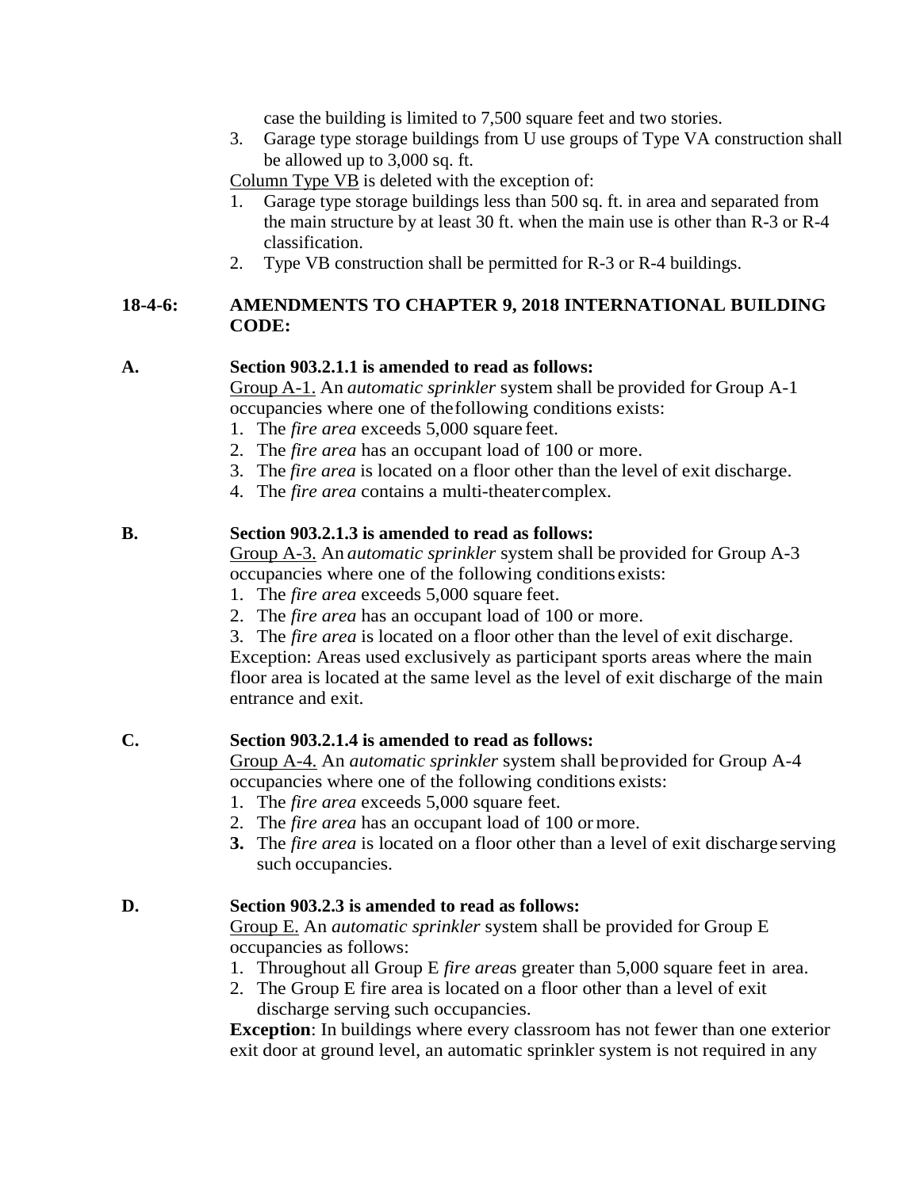case the building is limited to 7,500 square feet and two stories.

3. Garage type storage buildings from U use groups of Type VA construction shall be allowed up to 3,000 sq. ft.

<u>Column Type VB</u> is deleted with the exception of:

1. Garage type storage buildings less than 500 sq. ft. in area and separated from the main structure by at least 30 ft. when the main use is other than R-3 or R-4 classification.
2. Type VB construction shall be permitted for R-3 or R-4 buildings.

## 18-4-6: AMENDMENTS TO CHAPTER 9, 2018 INTERNATIONAL BUILDING CODE:

**A. Section 903.2.1.1 is amended to read as follows:**

<u>Group A-1.</u> An *automatic sprinkler* system shall be provided for Group A-1 occupancies where one of the following conditions exists:

1. The *fire area* exceeds 5,000 square feet.
2. The *fire area* has an occupant load of 100 or more.
3. The *fire area* is located on a floor other than the level of exit discharge.
4. The *fire area* contains a multi-theater complex.

**B. Section 903.2.1.3 is amended to read as follows:**

<u>Group A-3.</u> An *automatic sprinkler* system shall be provided for Group A-3 occupancies where one of the following conditions exists:

1. The *fire area* exceeds 5,000 square feet.
2. The *fire area* has an occupant load of 100 or more.
3. The *fire area* is located on a floor other than the level of exit discharge.

Exception: Areas used exclusively as participant sports areas where the main floor area is located at the same level as the level of exit discharge of the main entrance and exit.

**C. Section 903.2.1.4 is amended to read as follows:**

<u>Group A-4.</u> An *automatic sprinkler* system shall be provided for Group A-4 occupancies where one of the following conditions exists:

1. The *fire area* exceeds 5,000 square feet.
2. The *fire area* has an occupant load of 100 or more.
3. The *fire area* is located on a floor other than a level of exit discharge serving such occupancies.

**D. Section 903.2.3 is amended to read as follows:**

<u>Group E.</u> An *automatic sprinkler* system shall be provided for Group E occupancies as follows:

1. Throughout all Group E *fire area*s greater than 5,000 square feet in area.
2. The Group E fire area is located on a floor other than a level of exit discharge serving such occupancies.

**Exception**: In buildings where every classroom has not fewer than one exterior exit door at ground level, an automatic sprinkler system is not required in any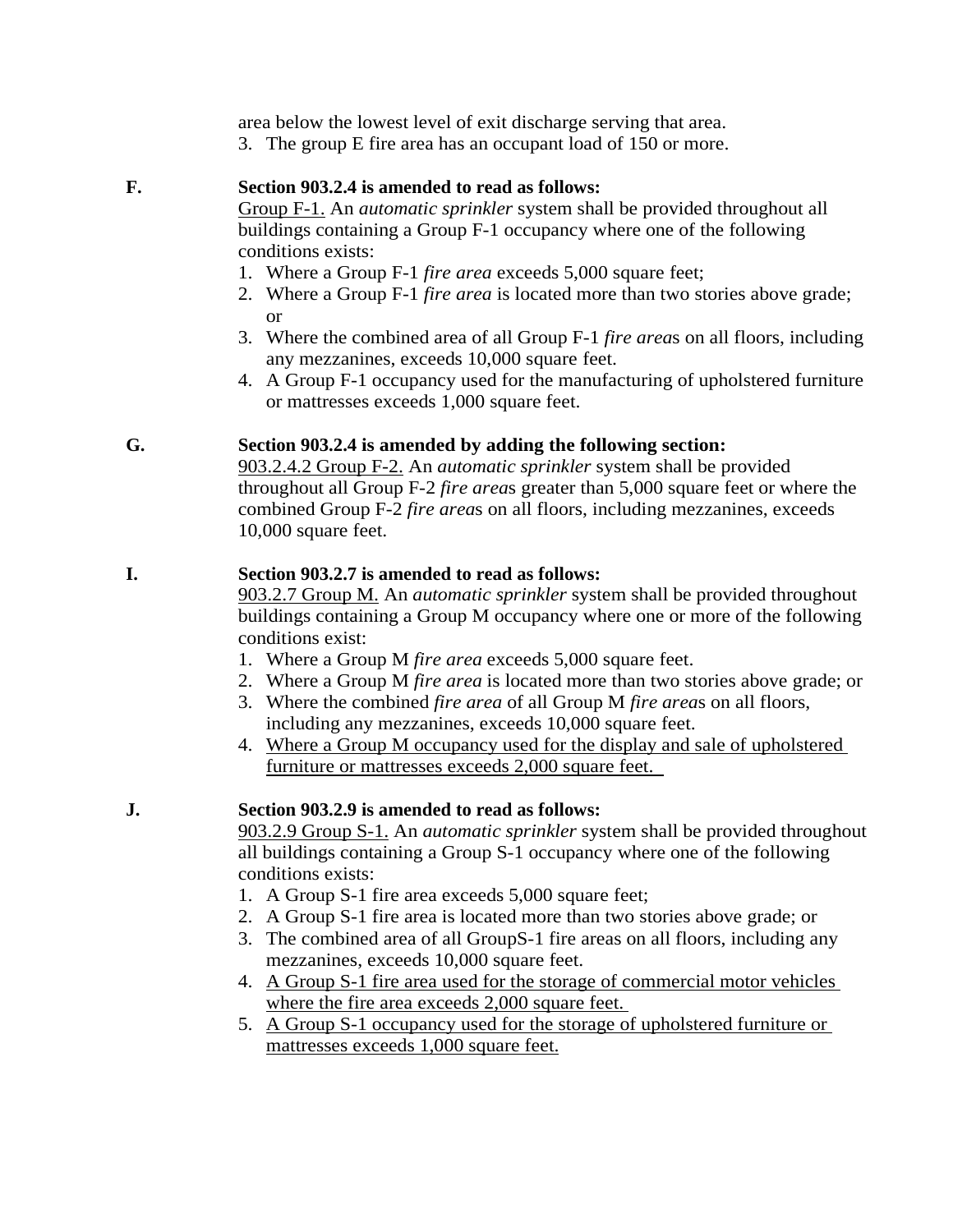area below the lowest level of exit discharge serving that area.

3. The group E fire area has an occupant load of 150 or more.

**F. Section 903.2.4 is amended to read as follows:**

<u>Group F-1.</u> An *automatic sprinkler* system shall be provided throughout all buildings containing a Group F-1 occupancy where one of the following conditions exists:

1. Where a Group F-1 *fire area* exceeds 5,000 square feet;
2. Where a Group F-1 *fire area* is located more than two stories above grade; or
3. Where the combined area of all Group F-1 *fire area*s on all floors, including any mezzanines, exceeds 10,000 square feet.
4. A Group F-1 occupancy used for the manufacturing of upholstered furniture or mattresses exceeds 1,000 square feet.

**G. Section 903.2.4 is amended by adding the following section:**

<u>903.2.4.2 Group F-2.</u> An *automatic sprinkler* system shall be provided throughout all Group F-2 *fire area*s greater than 5,000 square feet or where the combined Group F-2 *fire area*s on all floors, including mezzanines, exceeds 10,000 square feet.

**I. Section 903.2.7 is amended to read as follows:**

<u>903.2.7 Group M.</u> An *automatic sprinkler* system shall be provided throughout buildings containing a Group M occupancy where one or more of the following conditions exist:

1. Where a Group M *fire area* exceeds 5,000 square feet.
2. Where a Group M *fire area* is located more than two stories above grade; or
3. Where the combined *fire area* of all Group M *fire area*s on all floors, including any mezzanines, exceeds 10,000 square feet.
4. <u>Where a Group M occupancy used for the display and sale of upholstered furniture or mattresses exceeds 2,000 square feet.</u>

**J. Section 903.2.9 is amended to read as follows:**

<u>903.2.9 Group S-1.</u> An *automatic sprinkler* system shall be provided throughout all buildings containing a Group S-1 occupancy where one of the following conditions exists:

1. A Group S-1 fire area exceeds 5,000 square feet;
2. A Group S-1 fire area is located more than two stories above grade; or
3. The combined area of all GroupS-1 fire areas on all floors, including any mezzanines, exceeds 10,000 square feet.
4. <u>A Group S-1 fire area used for the storage of commercial motor vehicles where the fire area exceeds 2,000 square feet.</u>
5. <u>A Group S-1 occupancy used for the storage of upholstered furniture or mattresses exceeds 1,000 square feet.</u>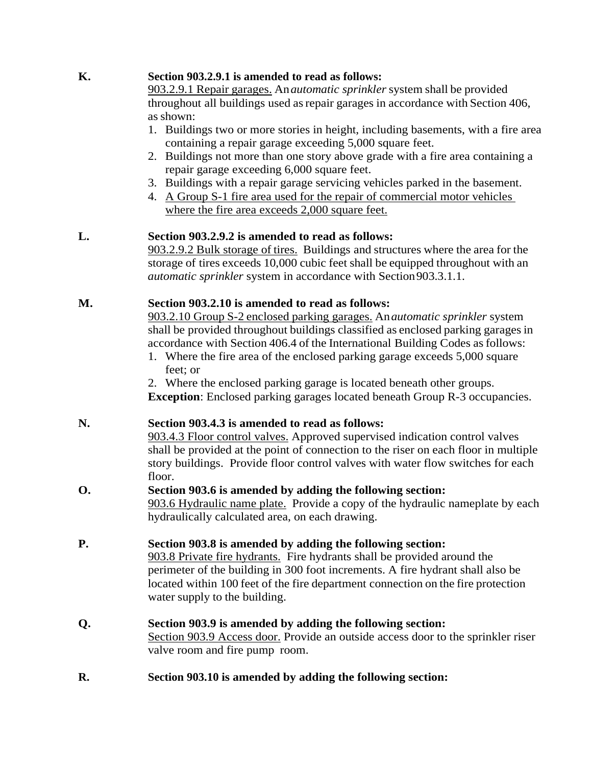**K.** **Section 903.2.9.1 is amended to read as follows:**

<u>903.2.9.1 Repair garages.</u> An *automatic sprinkler* system shall be provided throughout all buildings used as repair garages in accordance with Section 406, as shown:

1. Buildings two or more stories in height, including basements, with a fire area containing a repair garage exceeding 5,000 square feet.
2. Buildings not more than one story above grade with a fire area containing a repair garage exceeding 6,000 square feet.
3. Buildings with a repair garage servicing vehicles parked in the basement.
4. <u>A Group S-1 fire area used for the repair of commercial motor vehicles where the fire area exceeds 2,000 square feet.</u>

**L.** **Section 903.2.9.2 is amended to read as follows:**

<u>903.2.9.2 Bulk storage of tires.</u> Buildings and structures where the area for the storage of tires exceeds 10,000 cubic feet shall be equipped throughout with an *automatic sprinkler* system in accordance with Section 903.3.1.1.

**M.** **Section 903.2.10 is amended to read as follows:**

<u>903.2.10 Group S-2 enclosed parking garages.</u> An *automatic sprinkler* system shall be provided throughout buildings classified as enclosed parking garages in accordance with Section 406.4 of the International Building Codes as follows:

1. Where the fire area of the enclosed parking garage exceeds 5,000 square feet; or
2. Where the enclosed parking garage is located beneath other groups.

**Exception**: Enclosed parking garages located beneath Group R-3 occupancies.

**N.** **Section 903.4.3 is amended to read as follows:**

<u>903.4.3 Floor control valves.</u> Approved supervised indication control valves shall be provided at the point of connection to the riser on each floor in multiple story buildings. Provide floor control valves with water flow switches for each floor.

**O.** **Section 903.6 is amended by adding the following section:**

<u>903.6 Hydraulic name plate.</u> Provide a copy of the hydraulic nameplate by each hydraulically calculated area, on each drawing.

**P.** **Section 903.8 is amended by adding the following section:**

<u>903.8 Private fire hydrants.</u> Fire hydrants shall be provided around the perimeter of the building in 300 foot increments. A fire hydrant shall also be located within 100 feet of the fire department connection on the fire protection water supply to the building.

**Q.** **Section 903.9 is amended by adding the following section:**

<u>Section 903.9 Access door.</u> Provide an outside access door to the sprinkler riser valve room and fire pump room.

**R.** **Section 903.10 is amended by adding the following section:**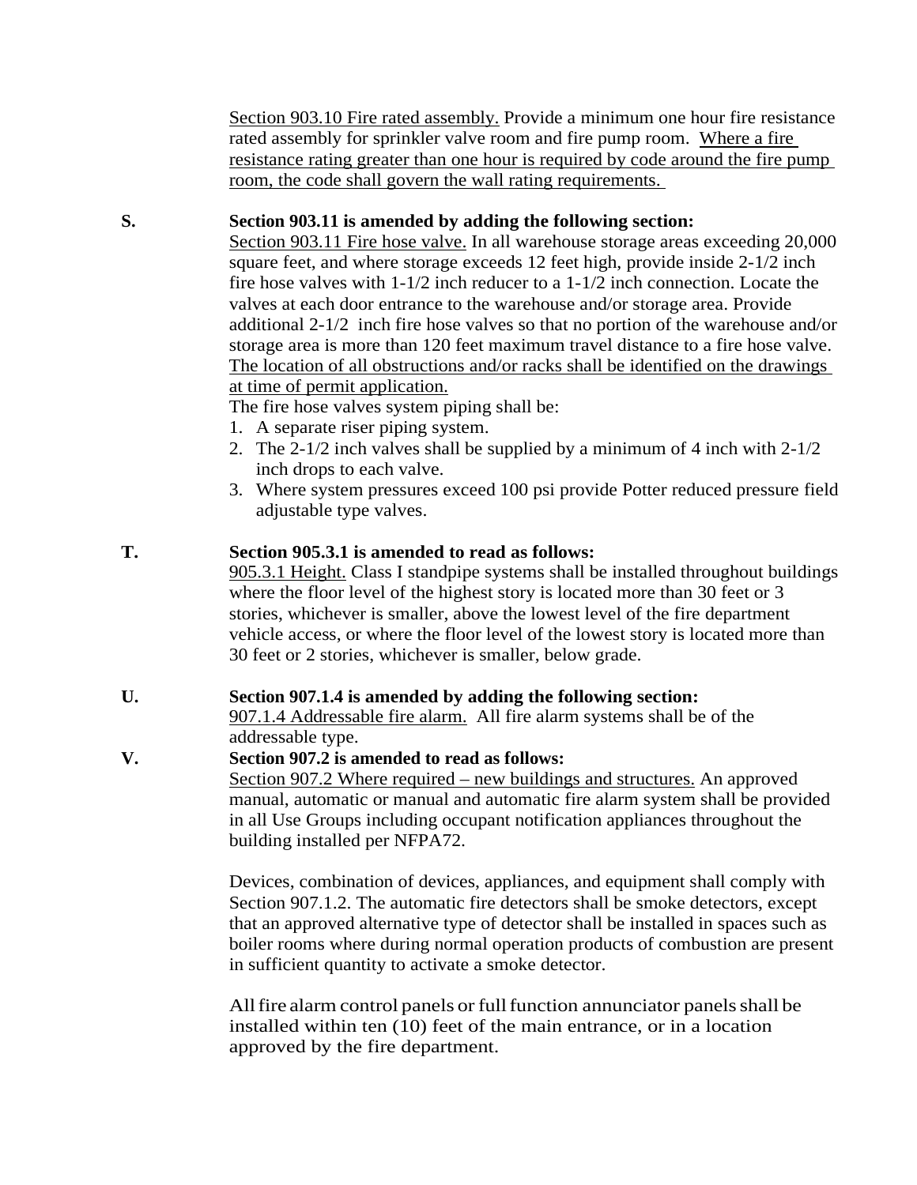Section 903.10 Fire rated assembly. Provide a minimum one hour fire resistance rated assembly for sprinkler valve room and fire pump room. Where a fire resistance rating greater than one hour is required by code around the fire pump room, the code shall govern the wall rating requirements.

**S. Section 903.11 is amended by adding the following section:**

Section 903.11 Fire hose valve. In all warehouse storage areas exceeding 20,000 square feet, and where storage exceeds 12 feet high, provide inside 2-1/2 inch fire hose valves with 1-1/2 inch reducer to a 1-1/2 inch connection. Locate the valves at each door entrance to the warehouse and/or storage area. Provide additional 2-1/2 inch fire hose valves so that no portion of the warehouse and/or storage area is more than 120 feet maximum travel distance to a fire hose valve. The location of all obstructions and/or racks shall be identified on the drawings at time of permit application.

The fire hose valves system piping shall be:

1. A separate riser piping system.
2. The 2-1/2 inch valves shall be supplied by a minimum of 4 inch with 2-1/2 inch drops to each valve.
3. Where system pressures exceed 100 psi provide Potter reduced pressure field adjustable type valves.

**T. Section 905.3.1 is amended to read as follows:**

905.3.1 Height. Class I standpipe systems shall be installed throughout buildings where the floor level of the highest story is located more than 30 feet or 3 stories, whichever is smaller, above the lowest level of the fire department vehicle access, or where the floor level of the lowest story is located more than 30 feet or 2 stories, whichever is smaller, below grade.

**U. Section 907.1.4 is amended by adding the following section:**

907.1.4 Addressable fire alarm. All fire alarm systems shall be of the addressable type.

**V. Section 907.2 is amended to read as follows:**

Section 907.2 Where required – new buildings and structures. An approved manual, automatic or manual and automatic fire alarm system shall be provided in all Use Groups including occupant notification appliances throughout the building installed per NFPA72.

Devices, combination of devices, appliances, and equipment shall comply with Section 907.1.2. The automatic fire detectors shall be smoke detectors, except that an approved alternative type of detector shall be installed in spaces such as boiler rooms where during normal operation products of combustion are present in sufficient quantity to activate a smoke detector.

All fire alarm control panels or full function annunciator panels shall be installed within ten (10) feet of the main entrance, or in a location approved by the fire department.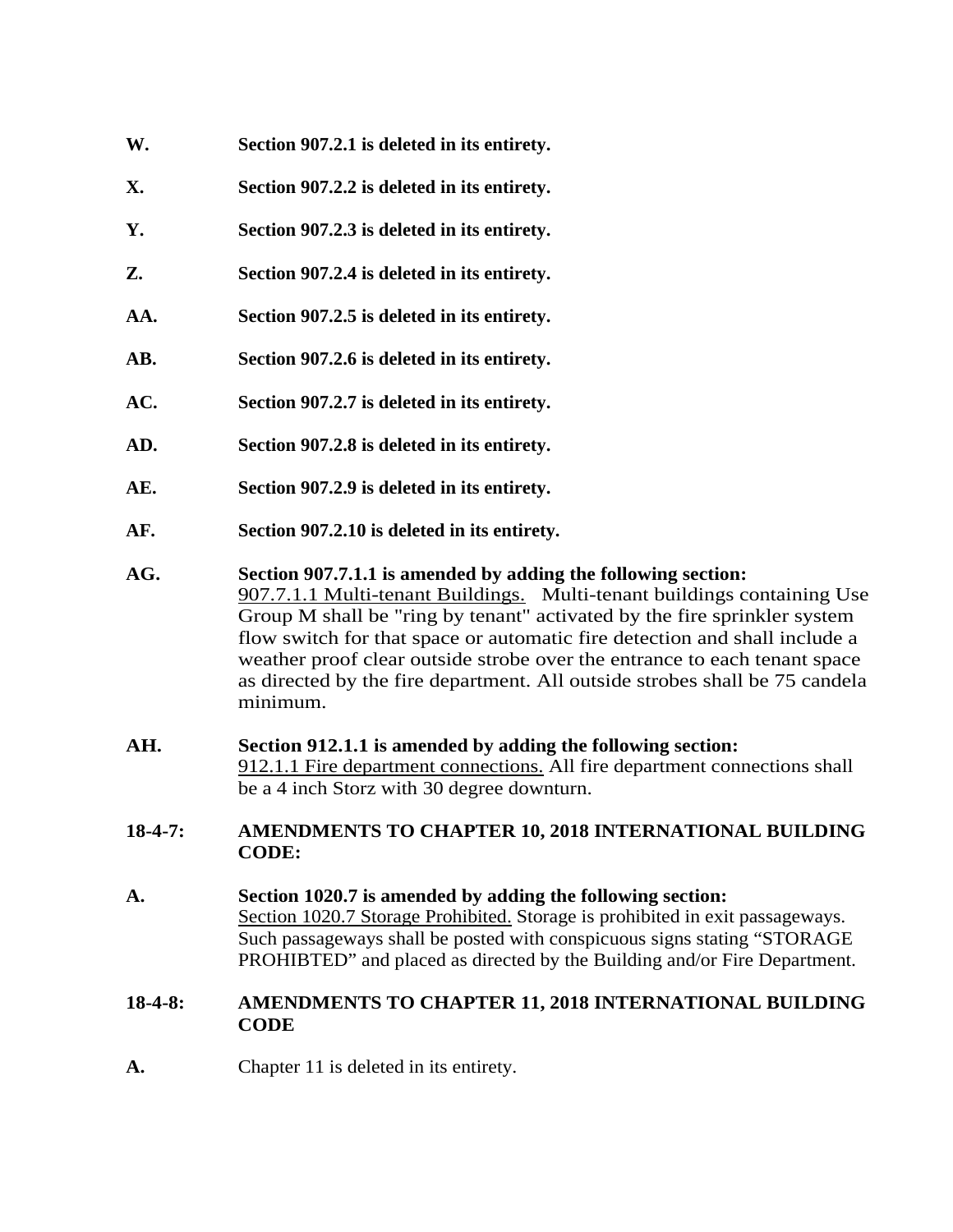**W.** **Section 907.2.1 is deleted in its entirety.**

**X.** **Section 907.2.2 is deleted in its entirety.**

**Y.** **Section 907.2.3 is deleted in its entirety.**

**Z.** **Section 907.2.4 is deleted in its entirety.**

**AA.** **Section 907.2.5 is deleted in its entirety.**

**AB.** **Section 907.2.6 is deleted in its entirety.**

**AC.** **Section 907.2.7 is deleted in its entirety.**

**AD.** **Section 907.2.8 is deleted in its entirety.**

**AE.** **Section 907.2.9 is deleted in its entirety.**

**AF.** **Section 907.2.10 is deleted in its entirety.**

**AG.** **Section 907.7.1.1 is amended by adding the following section:**
<u>907.7.1.1 Multi-tenant Buildings.</u> Multi-tenant buildings containing Use Group M shall be "ring by tenant" activated by the fire sprinkler system flow switch for that space or automatic fire detection and shall include a weather proof clear outside strobe over the entrance to each tenant space as directed by the fire department. All outside strobes shall be 75 candela minimum.

**AH.** **Section 912.1.1 is amended by adding the following section:**
<u>912.1.1 Fire department connections.</u> All fire department connections shall be a 4 inch Storz with 30 degree downturn.

## 18-4-7: AMENDMENTS TO CHAPTER 10, 2018 INTERNATIONAL BUILDING CODE:

**A.** **Section 1020.7 is amended by adding the following section:**
<u>Section 1020.7 Storage Prohibited.</u> Storage is prohibited in exit passageways. Such passageways shall be posted with conspicuous signs stating “STORAGE PROHIBTED” and placed as directed by the Building and/or Fire Department.

## 18-4-8: AMENDMENTS TO CHAPTER 11, 2018 INTERNATIONAL BUILDING CODE

**A.** Chapter 11 is deleted in its entirety.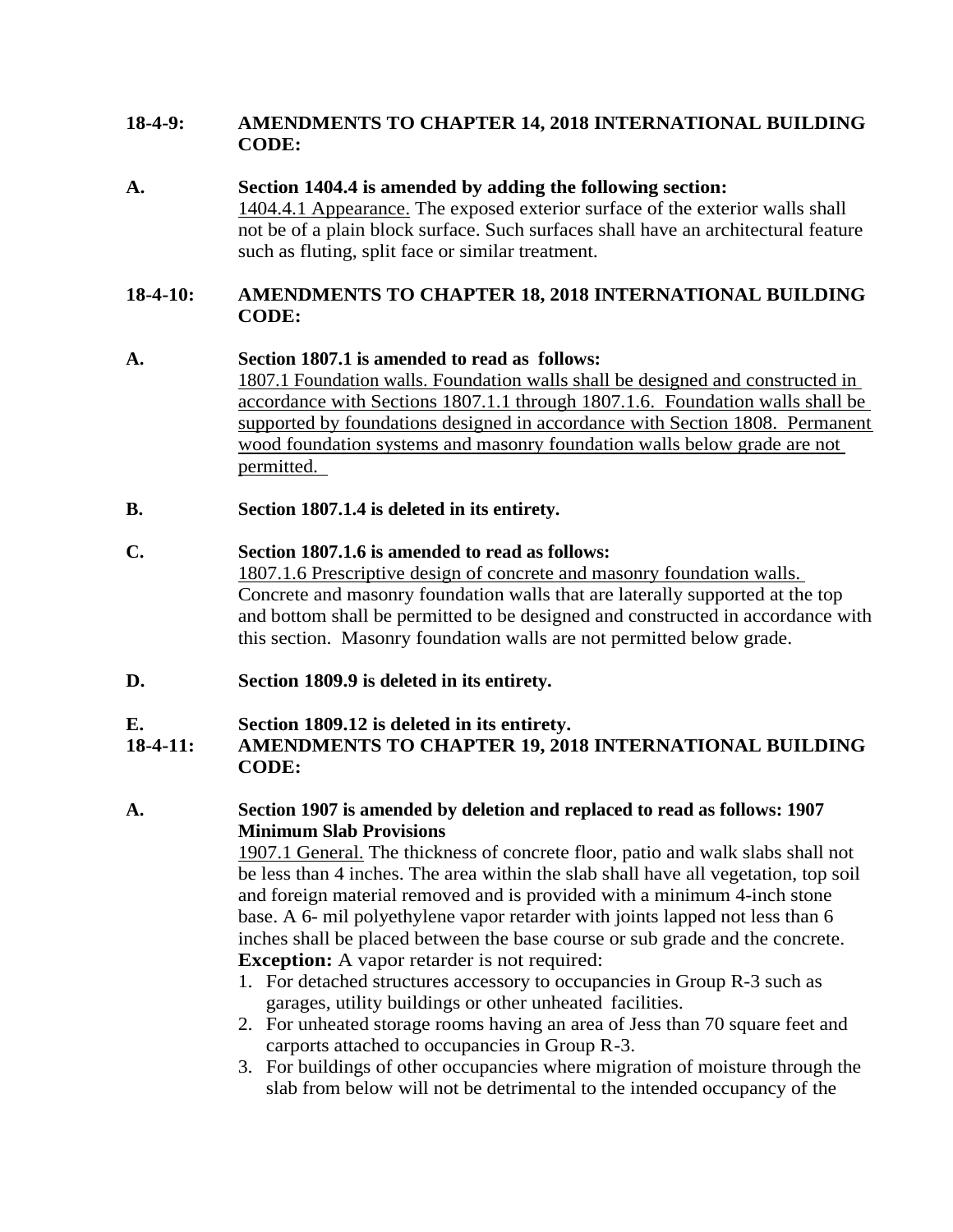**18-4-9: AMENDMENTS TO CHAPTER 14, 2018 INTERNATIONAL BUILDING CODE:**

**A. Section 1404.4 is amended by adding the following section:**

1404.4.1 Appearance. The exposed exterior surface of the exterior walls shall not be of a plain block surface. Such surfaces shall have an architectural feature such as fluting, split face or similar treatment.

**18-4-10: AMENDMENTS TO CHAPTER 18, 2018 INTERNATIONAL BUILDING CODE:**

**A. Section 1807.1 is amended to read as follows:**

1807.1 Foundation walls. Foundation walls shall be designed and constructed in accordance with Sections 1807.1.1 through 1807.1.6. Foundation walls shall be supported by foundations designed in accordance with Section 1808. Permanent wood foundation systems and masonry foundation walls below grade are not permitted.

**B. Section 1807.1.4 is deleted in its entirety.**

**C. Section 1807.1.6 is amended to read as follows:**

1807.1.6 Prescriptive design of concrete and masonry foundation walls. Concrete and masonry foundation walls that are laterally supported at the top and bottom shall be permitted to be designed and constructed in accordance with this section. Masonry foundation walls are not permitted below grade.

**D. Section 1809.9 is deleted in its entirety.**

**E. Section 1809.12 is deleted in its entirety.**

**18-4-11: AMENDMENTS TO CHAPTER 19, 2018 INTERNATIONAL BUILDING CODE:**

**A. Section 1907 is amended by deletion and replaced to read as follows: 1907 Minimum Slab Provisions**

1907.1 General. The thickness of concrete floor, patio and walk slabs shall not be less than 4 inches. The area within the slab shall have all vegetation, top soil and foreign material removed and is provided with a minimum 4-inch stone base. A 6- mil polyethylene vapor retarder with joints lapped not less than 6 inches shall be placed between the base course or sub grade and the concrete.

**Exception:** A vapor retarder is not required:

1. For detached structures accessory to occupancies in Group R-3 such as garages, utility buildings or other unheated facilities.
2. For unheated storage rooms having an area of Jess than 70 square feet and carports attached to occupancies in Group R-3.
3. For buildings of other occupancies where migration of moisture through the slab from below will not be detrimental to the intended occupancy of the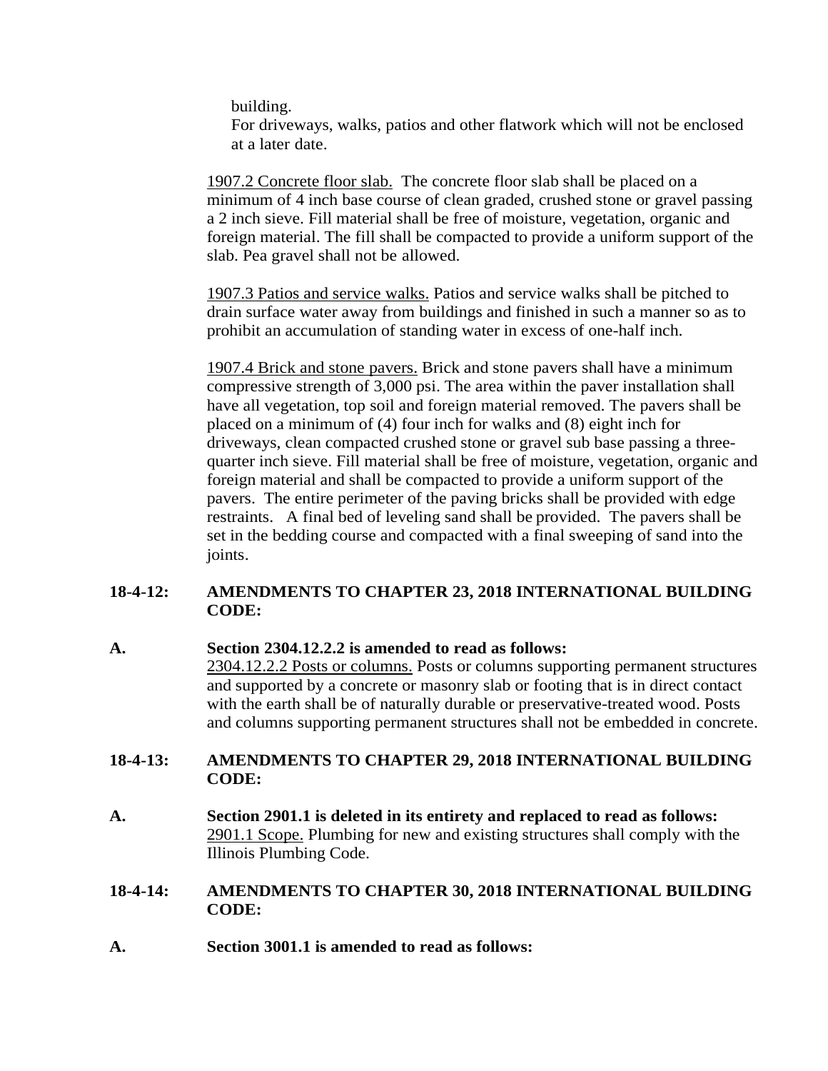building.
For driveways, walks, patios and other flatwork which will not be enclosed at a later date.

1907.2 Concrete floor slab. The concrete floor slab shall be placed on a minimum of 4 inch base course of clean graded, crushed stone or gravel passing a 2 inch sieve. Fill material shall be free of moisture, vegetation, organic and foreign material. The fill shall be compacted to provide a uniform support of the slab. Pea gravel shall not be allowed.

1907.3 Patios and service walks. Patios and service walks shall be pitched to drain surface water away from buildings and finished in such a manner so as to prohibit an accumulation of standing water in excess of one-half inch.

1907.4 Brick and stone pavers. Brick and stone pavers shall have a minimum compressive strength of 3,000 psi. The area within the paver installation shall have all vegetation, top soil and foreign material removed. The pavers shall be placed on a minimum of (4) four inch for walks and (8) eight inch for driveways, clean compacted crushed stone or gravel sub base passing a three-quarter inch sieve. Fill material shall be free of moisture, vegetation, organic and foreign material and shall be compacted to provide a uniform support of the pavers. The entire perimeter of the paving bricks shall be provided with edge restraints. A final bed of leveling sand shall be provided. The pavers shall be set in the bedding course and compacted with a final sweeping of sand into the joints.

**18-4-12: AMENDMENTS TO CHAPTER 23, 2018 INTERNATIONAL BUILDING CODE:**

**A. Section 2304.12.2.2 is amended to read as follows:**

2304.12.2.2 Posts or columns. Posts or columns supporting permanent structures and supported by a concrete or masonry slab or footing that is in direct contact with the earth shall be of naturally durable or preservative-treated wood. Posts and columns supporting permanent structures shall not be embedded in concrete.

**18-4-13: AMENDMENTS TO CHAPTER 29, 2018 INTERNATIONAL BUILDING CODE:**

**A. Section 2901.1 is deleted in its entirety and replaced to read as follows:**

2901.1 Scope. Plumbing for new and existing structures shall comply with the Illinois Plumbing Code.

**18-4-14: AMENDMENTS TO CHAPTER 30, 2018 INTERNATIONAL BUILDING CODE:**

**A. Section 3001.1 is amended to read as follows:**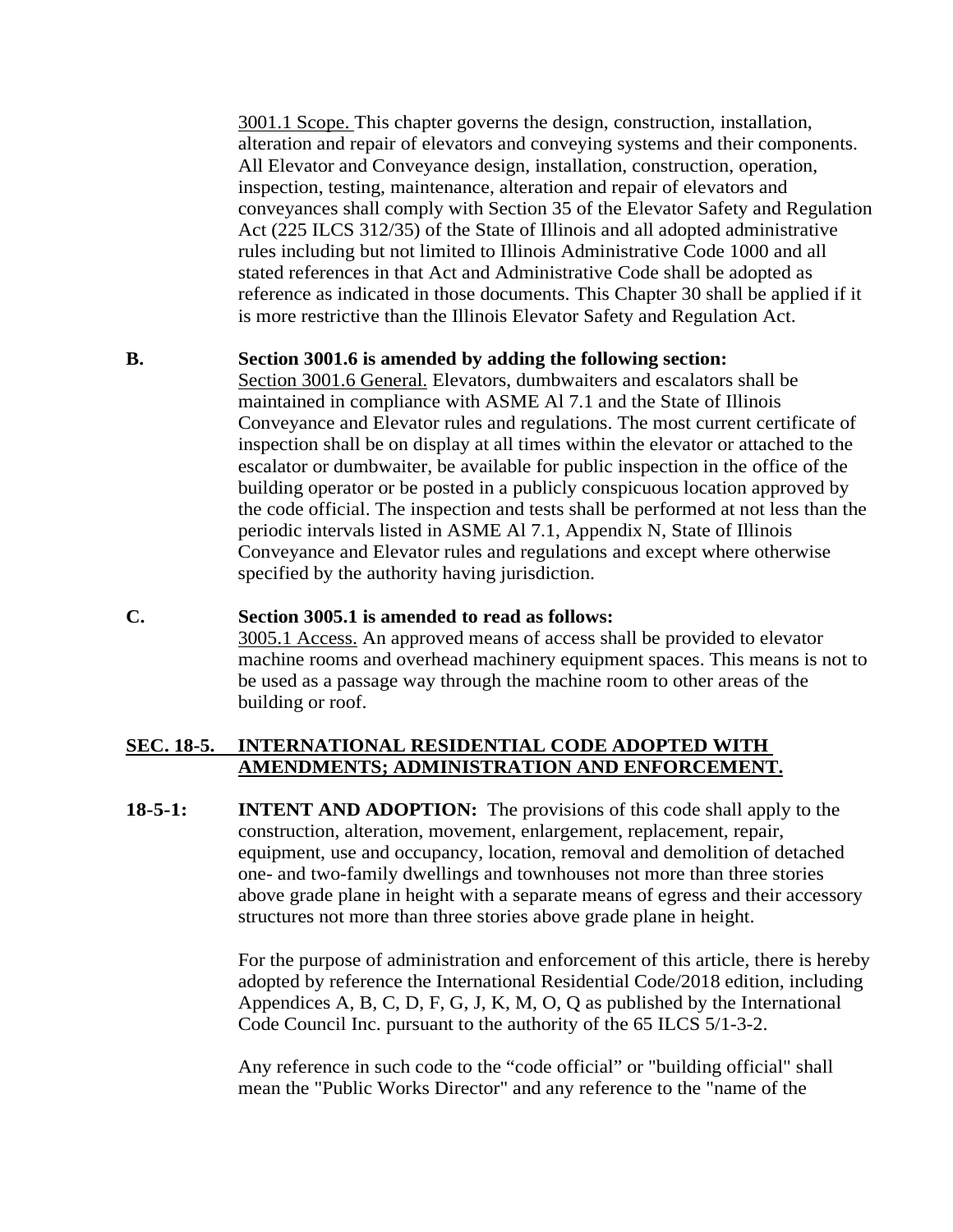3001.1 Scope. This chapter governs the design, construction, installation, alteration and repair of elevators and conveying systems and their components. All Elevator and Conveyance design, installation, construction, operation, inspection, testing, maintenance, alteration and repair of elevators and conveyances shall comply with Section 35 of the Elevator Safety and Regulation Act (225 ILCS 312/35) of the State of Illinois and all adopted administrative rules including but not limited to Illinois Administrative Code 1000 and all stated references in that Act and Administrative Code shall be adopted as reference as indicated in those documents. This Chapter 30 shall be applied if it is more restrictive than the Illinois Elevator Safety and Regulation Act.

**B. Section 3001.6 is amended by adding the following section:**

Section 3001.6 General. Elevators, dumbwaiters and escalators shall be maintained in compliance with ASME Al 7.1 and the State of Illinois Conveyance and Elevator rules and regulations. The most current certificate of inspection shall be on display at all times within the elevator or attached to the escalator or dumbwaiter, be available for public inspection in the office of the building operator or be posted in a publicly conspicuous location approved by the code official. The inspection and tests shall be performed at not less than the periodic intervals listed in ASME Al 7.1, Appendix N, State of Illinois Conveyance and Elevator rules and regulations and except where otherwise specified by the authority having jurisdiction.

**C. Section 3005.1 is amended to read as follows:**

3005.1 Access. An approved means of access shall be provided to elevator machine rooms and overhead machinery equipment spaces. This means is not to be used as a passage way through the machine room to other areas of the building or roof.

## SEC. 18-5. INTERNATIONAL RESIDENTIAL CODE ADOPTED WITH AMENDMENTS; ADMINISTRATION AND ENFORCEMENT.

**18-5-1: INTENT AND ADOPTION:** The provisions of this code shall apply to the construction, alteration, movement, enlargement, replacement, repair, equipment, use and occupancy, location, removal and demolition of detached one- and two-family dwellings and townhouses not more than three stories above grade plane in height with a separate means of egress and their accessory structures not more than three stories above grade plane in height.

For the purpose of administration and enforcement of this article, there is hereby adopted by reference the International Residential Code/2018 edition, including Appendices A, B, C, D, F, G, J, K, M, O, Q as published by the International Code Council Inc. pursuant to the authority of the 65 ILCS 5/1-3-2.

Any reference in such code to the "code official" or "building official" shall mean the "Public Works Director" and any reference to the "name of the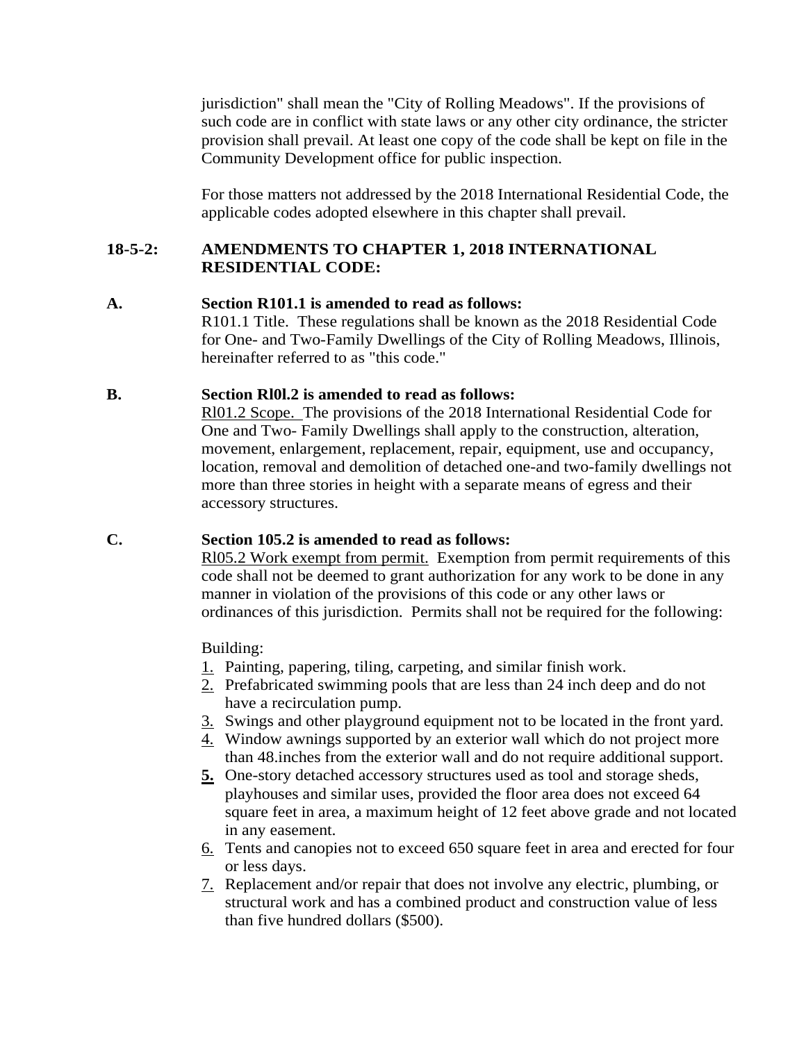jurisdiction" shall mean the "City of Rolling Meadows". If the provisions of such code are in conflict with state laws or any other city ordinance, the stricter provision shall prevail. At least one copy of the code shall be kept on file in the Community Development office for public inspection.

For those matters not addressed by the 2018 International Residential Code, the applicable codes adopted elsewhere in this chapter shall prevail.

**18-5-2: AMENDMENTS TO CHAPTER 1, 2018 INTERNATIONAL RESIDENTIAL CODE:**

**A. Section R101.1 is amended to read as follows:**

R101.1 Title. These regulations shall be known as the 2018 Residential Code for One- and Two-Family Dwellings of the City of Rolling Meadows, Illinois, hereinafter referred to as "this code."

**B. Section Rl0l.2 is amended to read as follows:**

Rl01.2 Scope. The provisions of the 2018 International Residential Code for One and Two- Family Dwellings shall apply to the construction, alteration, movement, enlargement, replacement, repair, equipment, use and occupancy, location, removal and demolition of detached one-and two-family dwellings not more than three stories in height with a separate means of egress and their accessory structures.

**C. Section 105.2 is amended to read as follows:**

Rl05.2 Work exempt from permit. Exemption from permit requirements of this code shall not be deemed to grant authorization for any work to be done in any manner in violation of the provisions of this code or any other laws or ordinances of this jurisdiction. Permits shall not be required for the following:

Building:

1. Painting, papering, tiling, carpeting, and similar finish work.
2. Prefabricated swimming pools that are less than 24 inch deep and do not have a recirculation pump.
3. Swings and other playground equipment not to be located in the front yard.
4. Window awnings supported by an exterior wall which do not project more than 48.inches from the exterior wall and do not require additional support.
5. One-story detached accessory structures used as tool and storage sheds, playhouses and similar uses, provided the floor area does not exceed 64 square feet in area, a maximum height of 12 feet above grade and not located in any easement.
6. Tents and canopies not to exceed 650 square feet in area and erected for four or less days.
7. Replacement and/or repair that does not involve any electric, plumbing, or structural work and has a combined product and construction value of less than five hundred dollars ($500).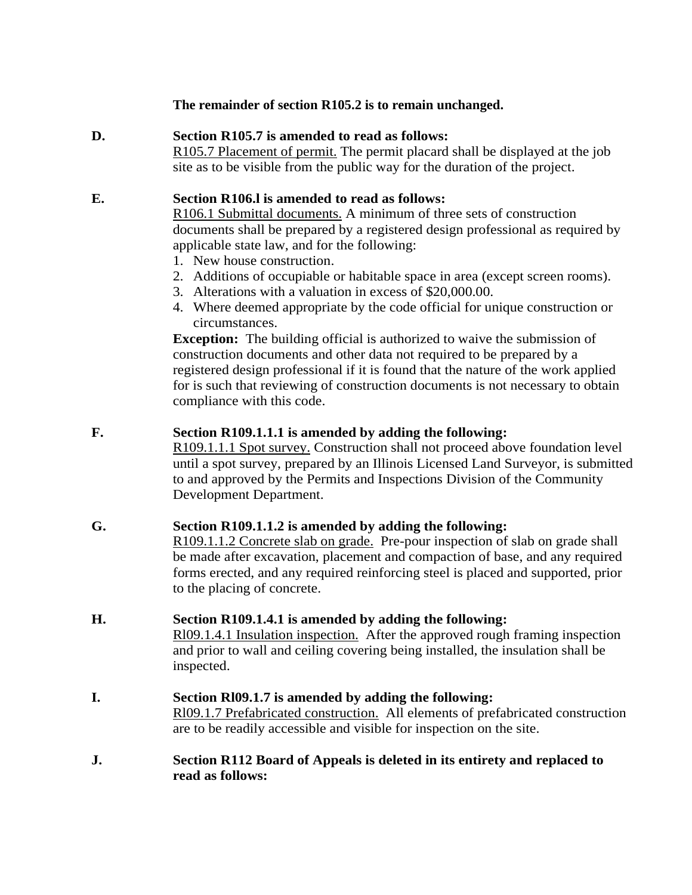**The remainder of section R105.2 is to remain unchanged.**

**D.** **Section R105.7 is amended to read as follows:**

R105.7 Placement of permit. The permit placard shall be displayed at the job site as to be visible from the public way for the duration of the project.

**E.** **Section R106.l is amended to read as follows:**

R106.1 Submittal documents. A minimum of three sets of construction documents shall be prepared by a registered design professional as required by applicable state law, and for the following:

1. New house construction.
2. Additions of occupiable or habitable space in area (except screen rooms).
3. Alterations with a valuation in excess of $20,000.00.
4. Where deemed appropriate by the code official for unique construction or circumstances.

**Exception:** The building official is authorized to waive the submission of construction documents and other data not required to be prepared by a registered design professional if it is found that the nature of the work applied for is such that reviewing of construction documents is not necessary to obtain compliance with this code.

**F.** **Section R109.1.1.1 is amended by adding the following:**

R109.1.1.1 Spot survey. Construction shall not proceed above foundation level until a spot survey, prepared by an Illinois Licensed Land Surveyor, is submitted to and approved by the Permits and Inspections Division of the Community Development Department.

**G.** **Section R109.1.1.2 is amended by adding the following:**

R109.1.1.2 Concrete slab on grade. Pre-pour inspection of slab on grade shall be made after excavation, placement and compaction of base, and any required forms erected, and any required reinforcing steel is placed and supported, prior to the placing of concrete.

**H.** **Section R109.1.4.1 is amended by adding the following:**

Rl09.1.4.1 Insulation inspection. After the approved rough framing inspection and prior to wall and ceiling covering being installed, the insulation shall be inspected.

**I.** **Section Rl09.1.7 is amended by adding the following:**

Rl09.1.7 Prefabricated construction. All elements of prefabricated construction are to be readily accessible and visible for inspection on the site.

**J.** **Section R112 Board of Appeals is deleted in its entirety and replaced to read as follows:**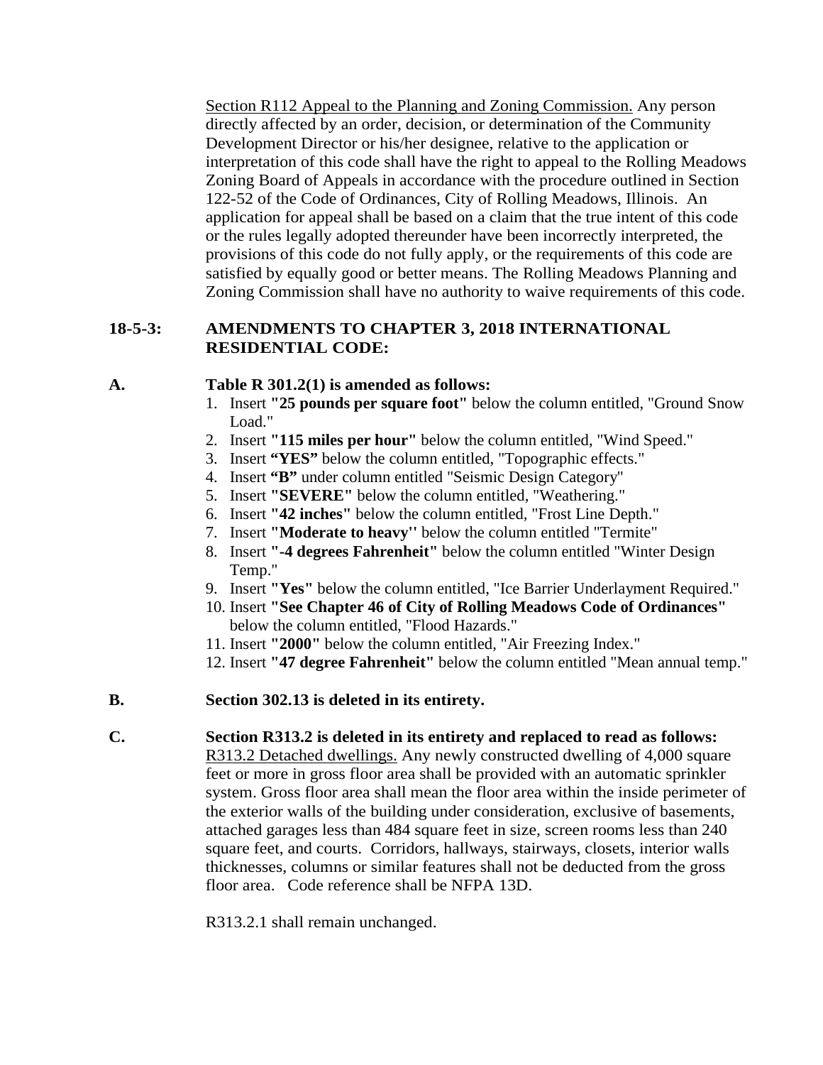Section R112 Appeal to the Planning and Zoning Commission. Any person directly affected by an order, decision, or determination of the Community Development Director or his/her designee, relative to the application or interpretation of this code shall have the right to appeal to the Rolling Meadows Zoning Board of Appeals in accordance with the procedure outlined in Section 122-52 of the Code of Ordinances, City of Rolling Meadows, Illinois. An application for appeal shall be based on a claim that the true intent of this code or the rules legally adopted thereunder have been incorrectly interpreted, the provisions of this code do not fully apply, or the requirements of this code are satisfied by equally good or better means. The Rolling Meadows Planning and Zoning Commission shall have no authority to waive requirements of this code.

**18-5-3: AMENDMENTS TO CHAPTER 3, 2018 INTERNATIONAL RESIDENTIAL CODE:**

**A. Table R 301.2(1) is amended as follows:**

1. Insert **"25 pounds per square foot"** below the column entitled, "Ground Snow Load."
2. Insert **"115 miles per hour"** below the column entitled, "Wind Speed."
3. Insert **"YES"** below the column entitled, "Topographic effects."
4. Insert **"B"** under column entitled "Seismic Design Category"
5. Insert **"SEVERE"** below the column entitled, "Weathering."
6. Insert **"42 inches"** below the column entitled, "Frost Line Depth."
7. Insert **"Moderate to heavy''** below the column entitled "Termite"
8. Insert **"-4 degrees Fahrenheit"** below the column entitled "Winter Design Temp."
9. Insert **"Yes"** below the column entitled, "Ice Barrier Underlayment Required."
10. Insert **"See Chapter 46 of City of Rolling Meadows Code of Ordinances"** below the column entitled, "Flood Hazards."
11. Insert **"2000"** below the column entitled, "Air Freezing Index."
12. Insert **"47 degree Fahrenheit"** below the column entitled "Mean annual temp."

**B. Section 302.13 is deleted in its entirety.**

**C. Section R313.2 is deleted in its entirety and replaced to read as follows:**

R313.2 Detached dwellings. Any newly constructed dwelling of 4,000 square feet or more in gross floor area shall be provided with an automatic sprinkler system. Gross floor area shall mean the floor area within the inside perimeter of the exterior walls of the building under consideration, exclusive of basements, attached garages less than 484 square feet in size, screen rooms less than 240 square feet, and courts. Corridors, hallways, stairways, closets, interior walls thicknesses, columns or similar features shall not be deducted from the gross floor area. Code reference shall be NFPA 13D.

R313.2.1 shall remain unchanged.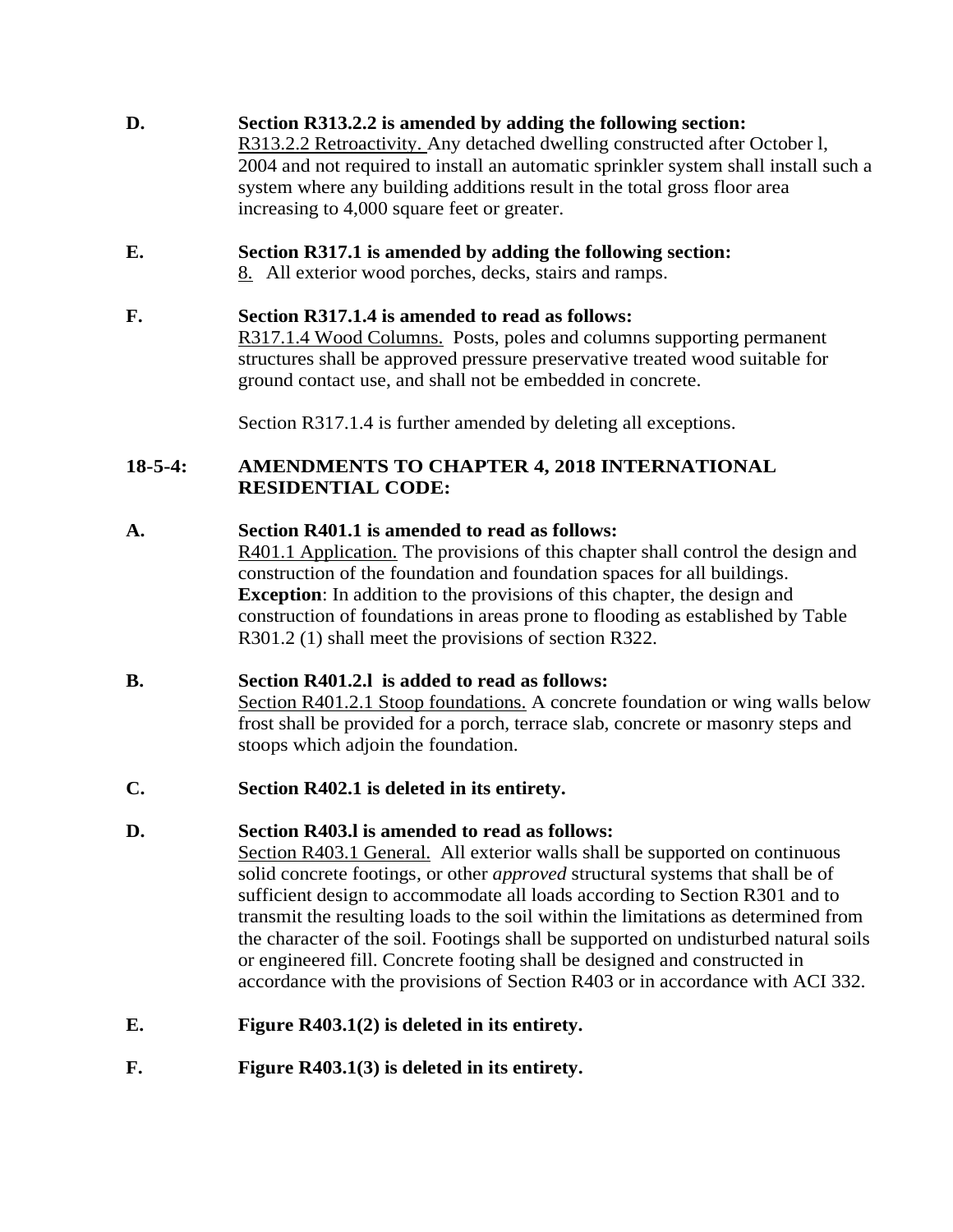**D. Section R313.2.2 is amended by adding the following section:**

R313.2.2 Retroactivity. Any detached dwelling constructed after October l, 2004 and not required to install an automatic sprinkler system shall install such a system where any building additions result in the total gross floor area increasing to 4,000 square feet or greater.

**E. Section R317.1 is amended by adding the following section:**

8. All exterior wood porches, decks, stairs and ramps.

**F. Section R317.1.4 is amended to read as follows:**

R317.1.4 Wood Columns. Posts, poles and columns supporting permanent structures shall be approved pressure preservative treated wood suitable for ground contact use, and shall not be embedded in concrete.

Section R317.1.4 is further amended by deleting all exceptions.

## 18-5-4: AMENDMENTS TO CHAPTER 4, 2018 INTERNATIONAL RESIDENTIAL CODE:

**A. Section R401.1 is amended to read as follows:**

R401.1 Application. The provisions of this chapter shall control the design and construction of the foundation and foundation spaces for all buildings. **Exception**: In addition to the provisions of this chapter, the design and construction of foundations in areas prone to flooding as established by Table R301.2 (1) shall meet the provisions of section R322.

**B. Section R401.2.l is added to read as follows:**

Section R401.2.1 Stoop foundations. A concrete foundation or wing walls below frost shall be provided for a porch, terrace slab, concrete or masonry steps and stoops which adjoin the foundation.

**C. Section R402.1 is deleted in its entirety.**

**D. Section R403.l is amended to read as follows:**

Section R403.1 General. All exterior walls shall be supported on continuous solid concrete footings, or other *approved* structural systems that shall be of sufficient design to accommodate all loads according to Section R301 and to transmit the resulting loads to the soil within the limitations as determined from the character of the soil. Footings shall be supported on undisturbed natural soils or engineered fill. Concrete footing shall be designed and constructed in accordance with the provisions of Section R403 or in accordance with ACI 332.

**E. Figure R403.1(2) is deleted in its entirety.**

**F. Figure R403.1(3) is deleted in its entirety.**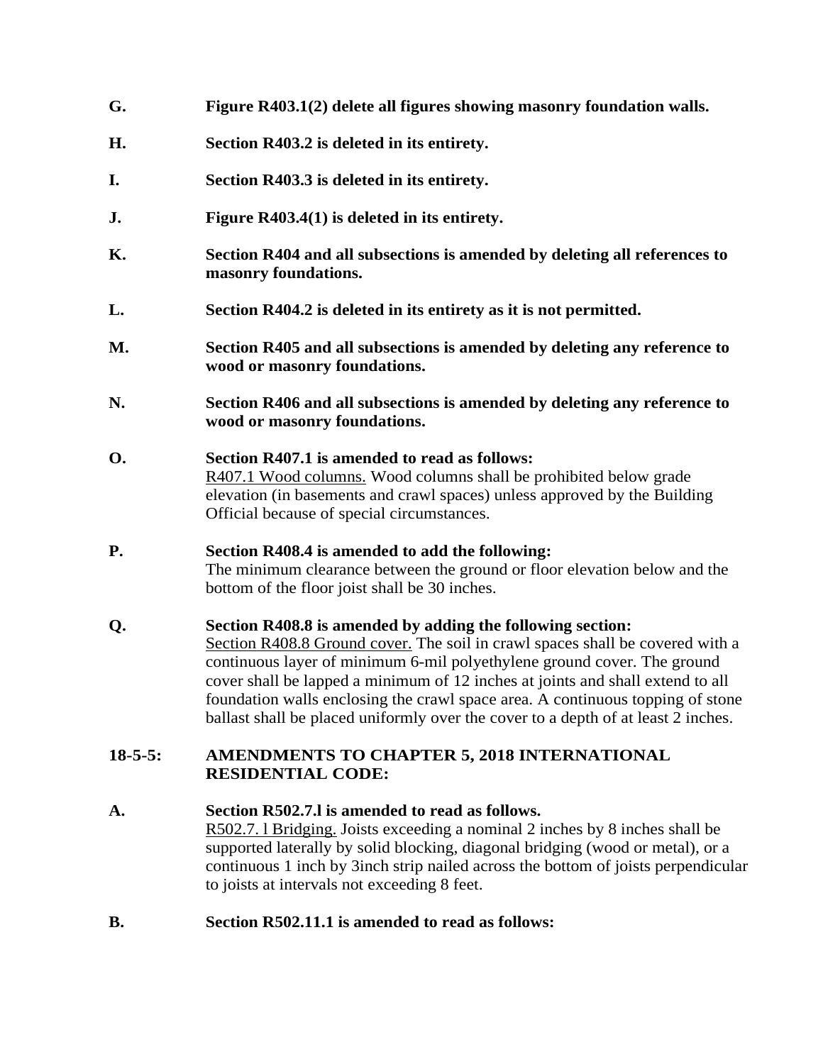**G.** **Figure R403.1(2) delete all figures showing masonry foundation walls.**

**H.** **Section R403.2 is deleted in its entirety.**

**I.** **Section R403.3 is deleted in its entirety.**

**J.** **Figure R403.4(1) is deleted in its entirety.**

**K.** **Section R404 and all subsections is amended by deleting all references to masonry foundations.**

**L.** **Section R404.2 is deleted in its entirety as it is not permitted.**

**M.** **Section R405 and all subsections is amended by deleting any reference to wood or masonry foundations.**

**N.** **Section R406 and all subsections is amended by deleting any reference to wood or masonry foundations.**

**O.** **Section R407.1 is amended to read as follows:**
R407.1 Wood columns. Wood columns shall be prohibited below grade elevation (in basements and crawl spaces) unless approved by the Building Official because of special circumstances.

**P.** **Section R408.4 is amended to add the following:**
The minimum clearance between the ground or floor elevation below and the bottom of the floor joist shall be 30 inches.

**Q.** **Section R408.8 is amended by adding the following section:**
Section R408.8 Ground cover. The soil in crawl spaces shall be covered with a continuous layer of minimum 6-mil polyethylene ground cover. The ground cover shall be lapped a minimum of 12 inches at joints and shall extend to all foundation walls enclosing the crawl space area. A continuous topping of stone ballast shall be placed uniformly over the cover to a depth of at least 2 inches.

## 18-5-5: AMENDMENTS TO CHAPTER 5, 2018 INTERNATIONAL RESIDENTIAL CODE:

**A.** **Section R502.7.l is amended to read as follows.**
R502.7. l Bridging. Joists exceeding a nominal 2 inches by 8 inches shall be supported laterally by solid blocking, diagonal bridging (wood or metal), or a continuous 1 inch by 3inch strip nailed across the bottom of joists perpendicular to joists at intervals not exceeding 8 feet.

**B.** **Section R502.11.1 is amended to read as follows:**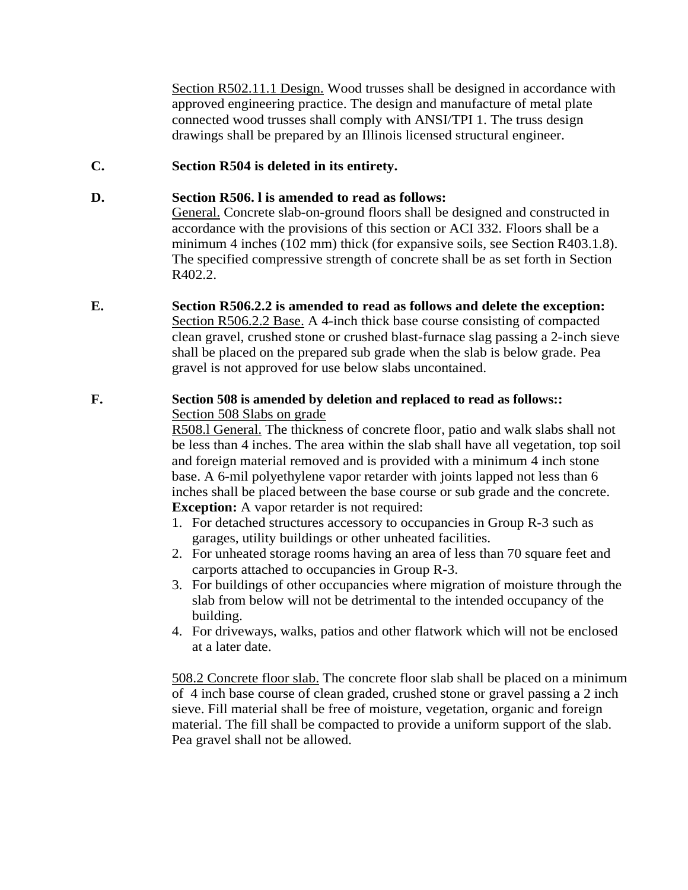Section R502.11.1 Design. Wood trusses shall be designed in accordance with approved engineering practice. The design and manufacture of metal plate connected wood trusses shall comply with ANSI/TPI 1. The truss design drawings shall be prepared by an Illinois licensed structural engineer.

**C.** **Section R504 is deleted in its entirety.**

**D.** **Section R506. l is amended to read as follows:**

General. Concrete slab-on-ground floors shall be designed and constructed in accordance with the provisions of this section or ACI 332. Floors shall be a minimum 4 inches (102 mm) thick (for expansive soils, see Section R403.1.8). The specified compressive strength of concrete shall be as set forth in Section R402.2.

**E.** **Section R506.2.2 is amended to read as follows and delete the exception:**

Section R506.2.2 Base. A 4-inch thick base course consisting of compacted clean gravel, crushed stone or crushed blast-furnace slag passing a 2-inch sieve shall be placed on the prepared sub grade when the slab is below grade. Pea gravel is not approved for use below slabs uncontained.

**F.** **Section 508 is amended by deletion and replaced to read as follows::**

Section 508 Slabs on grade

R508.l General. The thickness of concrete floor, patio and walk slabs shall not be less than 4 inches. The area within the slab shall have all vegetation, top soil and foreign material removed and is provided with a minimum 4 inch stone base. A 6-mil polyethylene vapor retarder with joints lapped not less than 6 inches shall be placed between the base course or sub grade and the concrete.

**Exception:** A vapor retarder is not required:

1. For detached structures accessory to occupancies in Group R-3 such as garages, utility buildings or other unheated facilities.
2. For unheated storage rooms having an area of less than 70 square feet and carports attached to occupancies in Group R-3.
3. For buildings of other occupancies where migration of moisture through the slab from below will not be detrimental to the intended occupancy of the building.
4. For driveways, walks, patios and other flatwork which will not be enclosed at a later date.

508.2 Concrete floor slab. The concrete floor slab shall be placed on a minimum of 4 inch base course of clean graded, crushed stone or gravel passing a 2 inch sieve. Fill material shall be free of moisture, vegetation, organic and foreign material. The fill shall be compacted to provide a uniform support of the slab. Pea gravel shall not be allowed.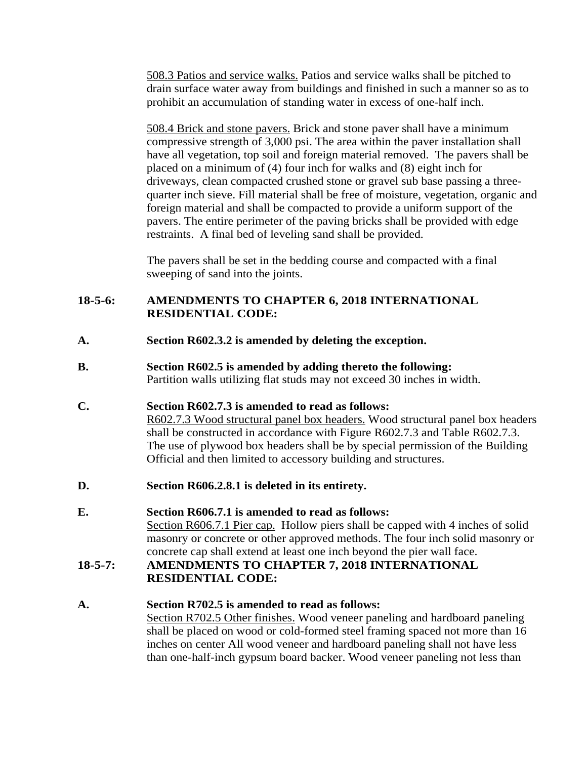508.3 Patios and service walks. Patios and service walks shall be pitched to drain surface water away from buildings and finished in such a manner so as to prohibit an accumulation of standing water in excess of one-half inch.

508.4 Brick and stone pavers. Brick and stone paver shall have a minimum compressive strength of 3,000 psi. The area within the paver installation shall have all vegetation, top soil and foreign material removed. The pavers shall be placed on a minimum of (4) four inch for walks and (8) eight inch for driveways, clean compacted crushed stone or gravel sub base passing a three-quarter inch sieve. Fill material shall be free of moisture, vegetation, organic and foreign material and shall be compacted to provide a uniform support of the pavers. The entire perimeter of the paving bricks shall be provided with edge restraints. A final bed of leveling sand shall be provided.

The pavers shall be set in the bedding course and compacted with a final sweeping of sand into the joints.

**18-5-6: AMENDMENTS TO CHAPTER 6, 2018 INTERNATIONAL RESIDENTIAL CODE:**

**A. Section R602.3.2 is amended by deleting the exception.**

**B. Section R602.5 is amended by adding thereto the following:**
Partition walls utilizing flat studs may not exceed 30 inches in width.

**C. Section R602.7.3 is amended to read as follows:**
R602.7.3 Wood structural panel box headers. Wood structural panel box headers shall be constructed in accordance with Figure R602.7.3 and Table R602.7.3. The use of plywood box headers shall be by special permission of the Building Official and then limited to accessory building and structures.

**D. Section R606.2.8.1 is deleted in its entirety.**

**E. Section R606.7.1 is amended to read as follows:**
Section R606.7.1 Pier cap. Hollow piers shall be capped with 4 inches of solid masonry or concrete or other approved methods. The four inch solid masonry or concrete cap shall extend at least one inch beyond the pier wall face.

**18-5-7: AMENDMENTS TO CHAPTER 7, 2018 INTERNATIONAL RESIDENTIAL CODE:**

**A. Section R702.5 is amended to read as follows:**
Section R702.5 Other finishes. Wood veneer paneling and hardboard paneling shall be placed on wood or cold-formed steel framing spaced not more than 16 inches on center All wood veneer and hardboard paneling shall not have less than one-half-inch gypsum board backer. Wood veneer paneling not less than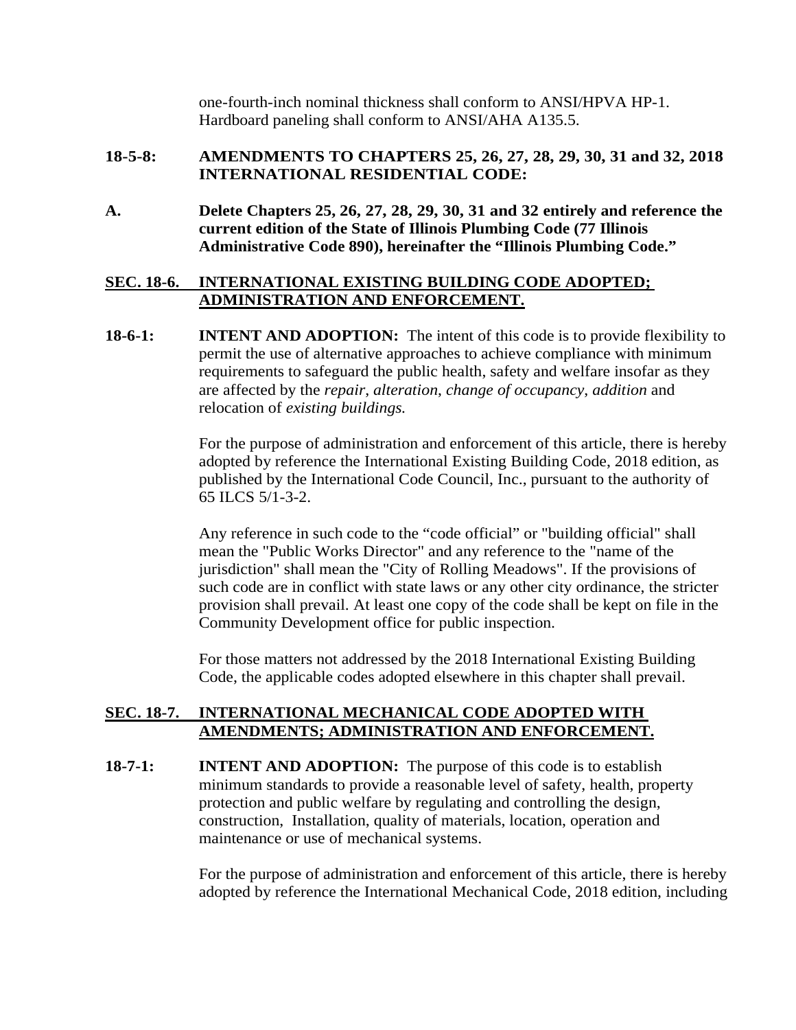one-fourth-inch nominal thickness shall conform to ANSI/HPVA HP-1. Hardboard paneling shall conform to ANSI/AHA A135.5.

**18-5-8: AMENDMENTS TO CHAPTERS 25, 26, 27, 28, 29, 30, 31 and 32, 2018 INTERNATIONAL RESIDENTIAL CODE:**

**A. Delete Chapters 25, 26, 27, 28, 29, 30, 31 and 32 entirely and reference the current edition of the State of Illinois Plumbing Code (77 Illinois Administrative Code 890), hereinafter the "Illinois Plumbing Code."**

## SEC. 18-6. INTERNATIONAL EXISTING BUILDING CODE ADOPTED; ADMINISTRATION AND ENFORCEMENT.

**18-6-1: INTENT AND ADOPTION:** The intent of this code is to provide flexibility to permit the use of alternative approaches to achieve compliance with minimum requirements to safeguard the public health, safety and welfare insofar as they are affected by the *repair*, *alteration*, *change of occupancy*, *addition* and relocation of *existing buildings.*

For the purpose of administration and enforcement of this article, there is hereby adopted by reference the International Existing Building Code, 2018 edition, as published by the International Code Council, Inc., pursuant to the authority of 65 ILCS 5/1-3-2.

Any reference in such code to the "code official" or "building official" shall mean the "Public Works Director" and any reference to the "name of the jurisdiction" shall mean the "City of Rolling Meadows". If the provisions of such code are in conflict with state laws or any other city ordinance, the stricter provision shall prevail. At least one copy of the code shall be kept on file in the Community Development office for public inspection.

For those matters not addressed by the 2018 International Existing Building Code, the applicable codes adopted elsewhere in this chapter shall prevail.

## SEC. 18-7. INTERNATIONAL MECHANICAL CODE ADOPTED WITH AMENDMENTS; ADMINISTRATION AND ENFORCEMENT.

**18-7-1: INTENT AND ADOPTION:** The purpose of this code is to establish minimum standards to provide a reasonable level of safety, health, property protection and public welfare by regulating and controlling the design, construction, Installation, quality of materials, location, operation and maintenance or use of mechanical systems.

For the purpose of administration and enforcement of this article, there is hereby adopted by reference the International Mechanical Code, 2018 edition, including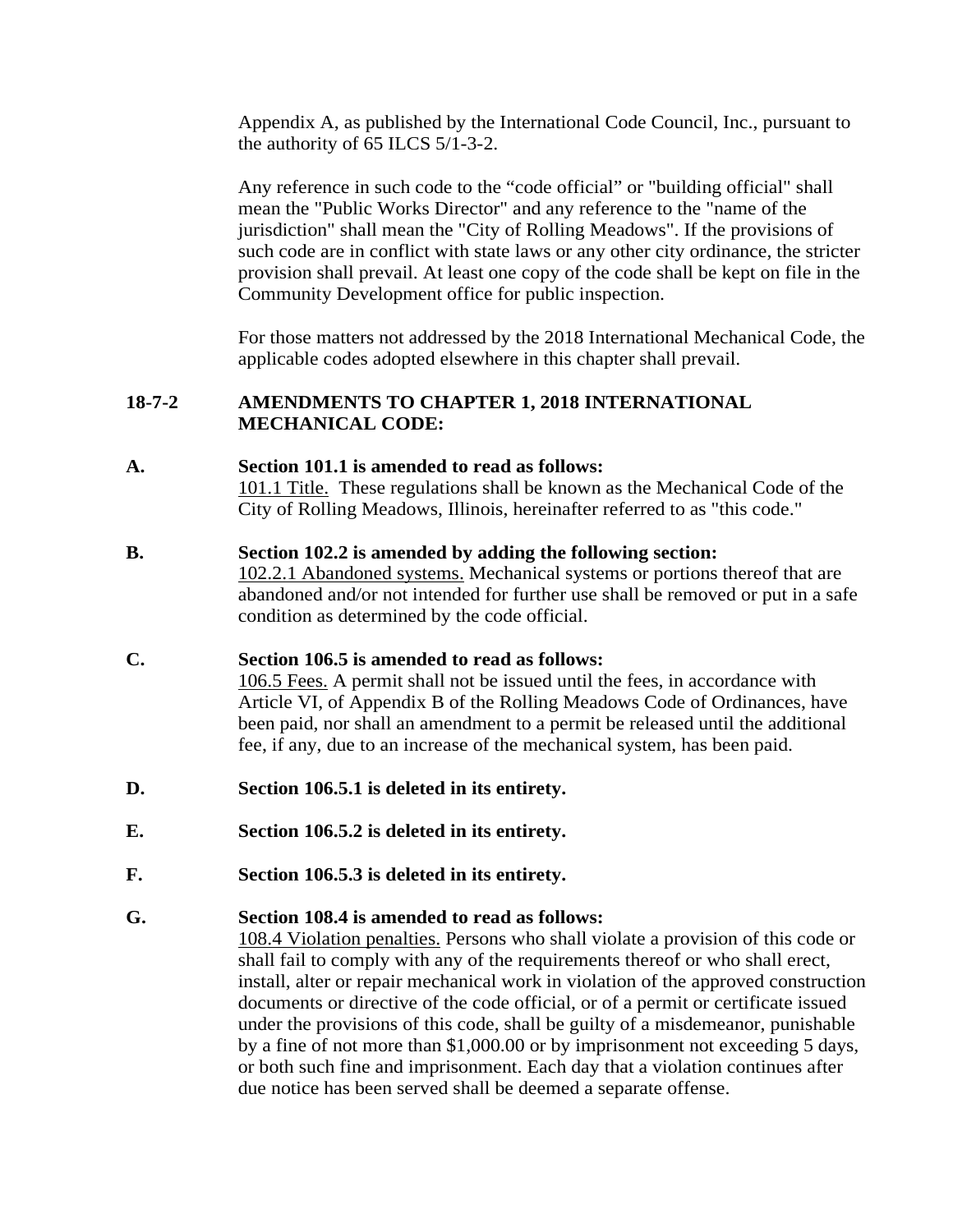Appendix A, as published by the International Code Council, Inc., pursuant to the authority of 65 ILCS 5/1-3-2.

Any reference in such code to the "code official" or "building official" shall mean the "Public Works Director" and any reference to the "name of the jurisdiction" shall mean the "City of Rolling Meadows". If the provisions of such code are in conflict with state laws or any other city ordinance, the stricter provision shall prevail. At least one copy of the code shall be kept on file in the Community Development office for public inspection.

For those matters not addressed by the 2018 International Mechanical Code, the applicable codes adopted elsewhere in this chapter shall prevail.

**18-7-2 AMENDMENTS TO CHAPTER 1, 2018 INTERNATIONAL MECHANICAL CODE:**

**A. Section 101.1 is amended to read as follows:**
101.1 Title. These regulations shall be known as the Mechanical Code of the City of Rolling Meadows, Illinois, hereinafter referred to as "this code."

**B. Section 102.2 is amended by adding the following section:**
102.2.1 Abandoned systems. Mechanical systems or portions thereof that are abandoned and/or not intended for further use shall be removed or put in a safe condition as determined by the code official.

**C. Section 106.5 is amended to read as follows:**
106.5 Fees. A permit shall not be issued until the fees, in accordance with Article VI, of Appendix B of the Rolling Meadows Code of Ordinances, have been paid, nor shall an amendment to a permit be released until the additional fee, if any, due to an increase of the mechanical system, has been paid.

**D. Section 106.5.1 is deleted in its entirety.**

**E. Section 106.5.2 is deleted in its entirety.**

**F. Section 106.5.3 is deleted in its entirety.**

**G. Section 108.4 is amended to read as follows:**
108.4 Violation penalties. Persons who shall violate a provision of this code or shall fail to comply with any of the requirements thereof or who shall erect, install, alter or repair mechanical work in violation of the approved construction documents or directive of the code official, or of a permit or certificate issued under the provisions of this code, shall be guilty of a misdemeanor, punishable by a fine of not more than $1,000.00 or by imprisonment not exceeding 5 days, or both such fine and imprisonment. Each day that a violation continues after due notice has been served shall be deemed a separate offense.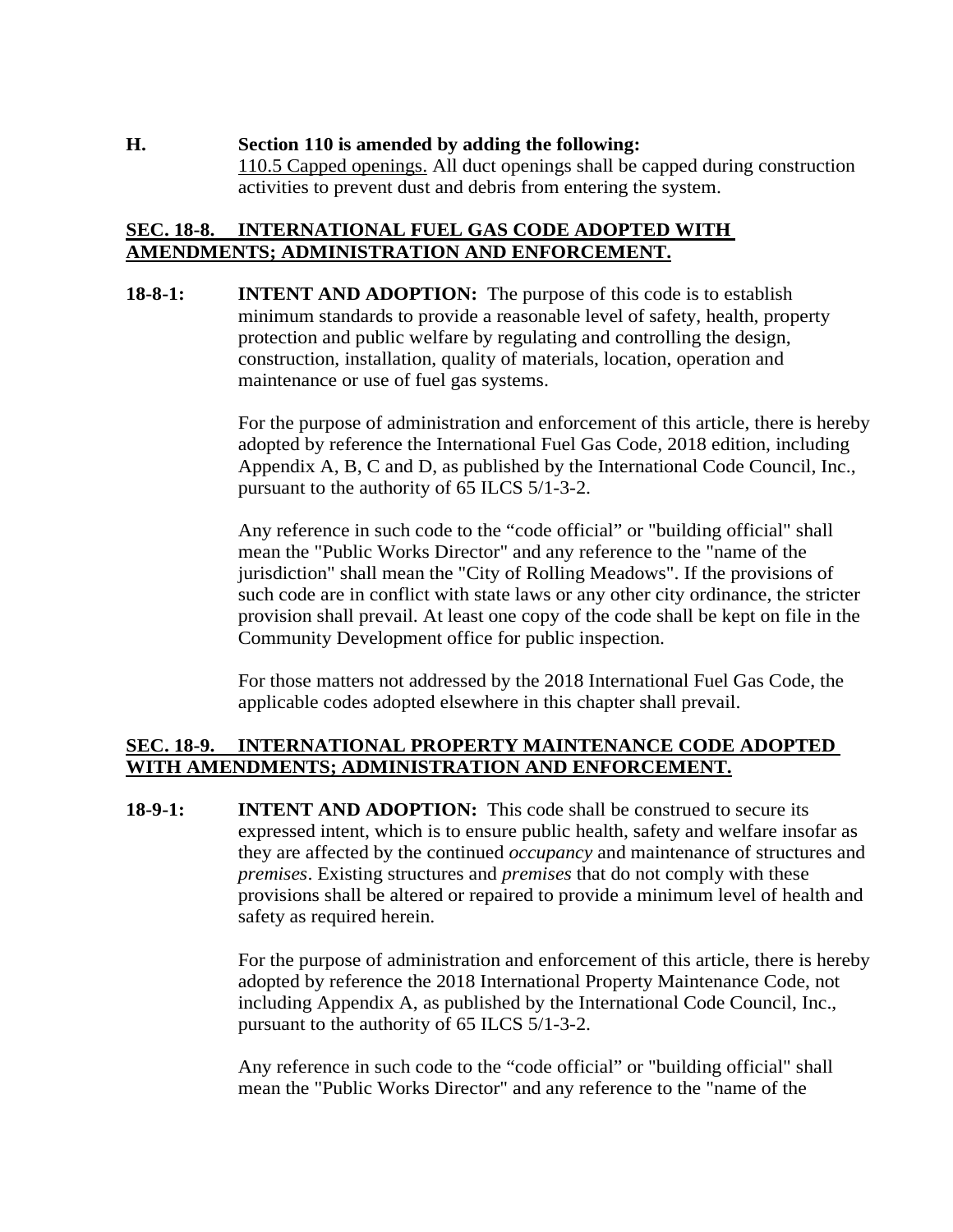**H. Section 110 is amended by adding the following:**

110.5 Capped openings. All duct openings shall be capped during construction activities to prevent dust and debris from entering the system.

## SEC. 18-8. INTERNATIONAL FUEL GAS CODE ADOPTED WITH AMENDMENTS; ADMINISTRATION AND ENFORCEMENT.

**18-8-1: INTENT AND ADOPTION:** The purpose of this code is to establish minimum standards to provide a reasonable level of safety, health, property protection and public welfare by regulating and controlling the design, construction, installation, quality of materials, location, operation and maintenance or use of fuel gas systems.

For the purpose of administration and enforcement of this article, there is hereby adopted by reference the International Fuel Gas Code, 2018 edition, including Appendix A, B, C and D, as published by the International Code Council, Inc., pursuant to the authority of 65 ILCS 5/1-3-2.

Any reference in such code to the "code official" or "building official" shall mean the "Public Works Director" and any reference to the "name of the jurisdiction" shall mean the "City of Rolling Meadows". If the provisions of such code are in conflict with state laws or any other city ordinance, the stricter provision shall prevail. At least one copy of the code shall be kept on file in the Community Development office for public inspection.

For those matters not addressed by the 2018 International Fuel Gas Code, the applicable codes adopted elsewhere in this chapter shall prevail.

## SEC. 18-9. INTERNATIONAL PROPERTY MAINTENANCE CODE ADOPTED WITH AMENDMENTS; ADMINISTRATION AND ENFORCEMENT.

**18-9-1: INTENT AND ADOPTION:** This code shall be construed to secure its expressed intent, which is to ensure public health, safety and welfare insofar as they are affected by the continued *occupancy* and maintenance of structures and *premises*. Existing structures and *premises* that do not comply with these provisions shall be altered or repaired to provide a minimum level of health and safety as required herein.

For the purpose of administration and enforcement of this article, there is hereby adopted by reference the 2018 International Property Maintenance Code, not including Appendix A, as published by the International Code Council, Inc., pursuant to the authority of 65 ILCS 5/1-3-2.

Any reference in such code to the "code official" or "building official" shall mean the "Public Works Director" and any reference to the "name of the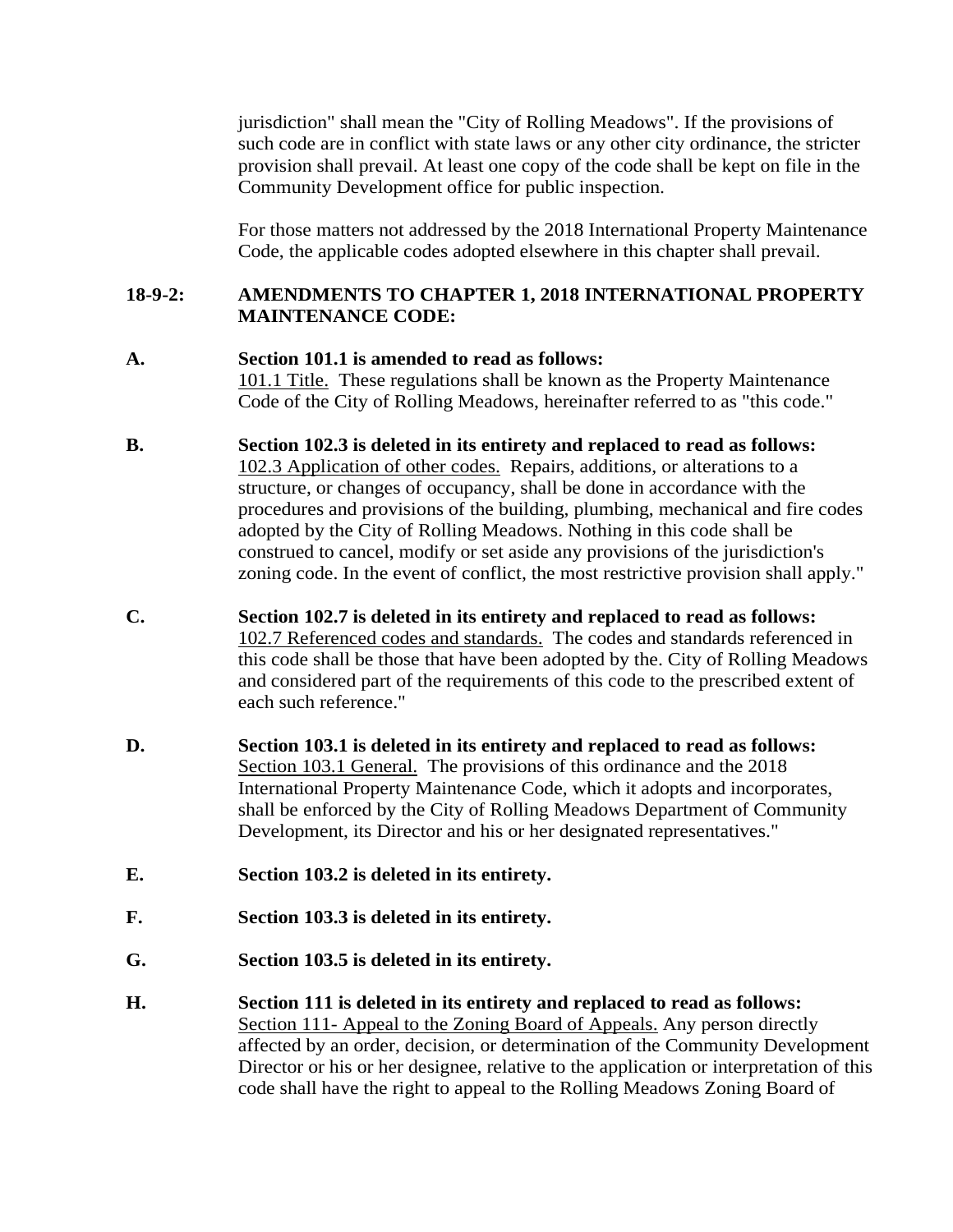jurisdiction" shall mean the "City of Rolling Meadows". If the provisions of such code are in conflict with state laws or any other city ordinance, the stricter provision shall prevail. At least one copy of the code shall be kept on file in the Community Development office for public inspection.

For those matters not addressed by the 2018 International Property Maintenance Code, the applicable codes adopted elsewhere in this chapter shall prevail.

**18-9-2: AMENDMENTS TO CHAPTER 1, 2018 INTERNATIONAL PROPERTY MAINTENANCE CODE:**

**A. Section 101.1 is amended to read as follows:**
101.1 Title. These regulations shall be known as the Property Maintenance Code of the City of Rolling Meadows, hereinafter referred to as "this code."

**B. Section 102.3 is deleted in its entirety and replaced to read as follows:**
102.3 Application of other codes. Repairs, additions, or alterations to a structure, or changes of occupancy, shall be done in accordance with the procedures and provisions of the building, plumbing, mechanical and fire codes adopted by the City of Rolling Meadows. Nothing in this code shall be construed to cancel, modify or set aside any provisions of the jurisdiction's zoning code. In the event of conflict, the most restrictive provision shall apply."

**C. Section 102.7 is deleted in its entirety and replaced to read as follows:**
102.7 Referenced codes and standards. The codes and standards referenced in this code shall be those that have been adopted by the. City of Rolling Meadows and considered part of the requirements of this code to the prescribed extent of each such reference."

**D. Section 103.1 is deleted in its entirety and replaced to read as follows:**
Section 103.1 General. The provisions of this ordinance and the 2018 International Property Maintenance Code, which it adopts and incorporates, shall be enforced by the City of Rolling Meadows Department of Community Development, its Director and his or her designated representatives."

**E. Section 103.2 is deleted in its entirety.**

**F. Section 103.3 is deleted in its entirety.**

**G. Section 103.5 is deleted in its entirety.**

**H. Section 111 is deleted in its entirety and replaced to read as follows:**
Section 111- Appeal to the Zoning Board of Appeals. Any person directly affected by an order, decision, or determination of the Community Development Director or his or her designee, relative to the application or interpretation of this code shall have the right to appeal to the Rolling Meadows Zoning Board of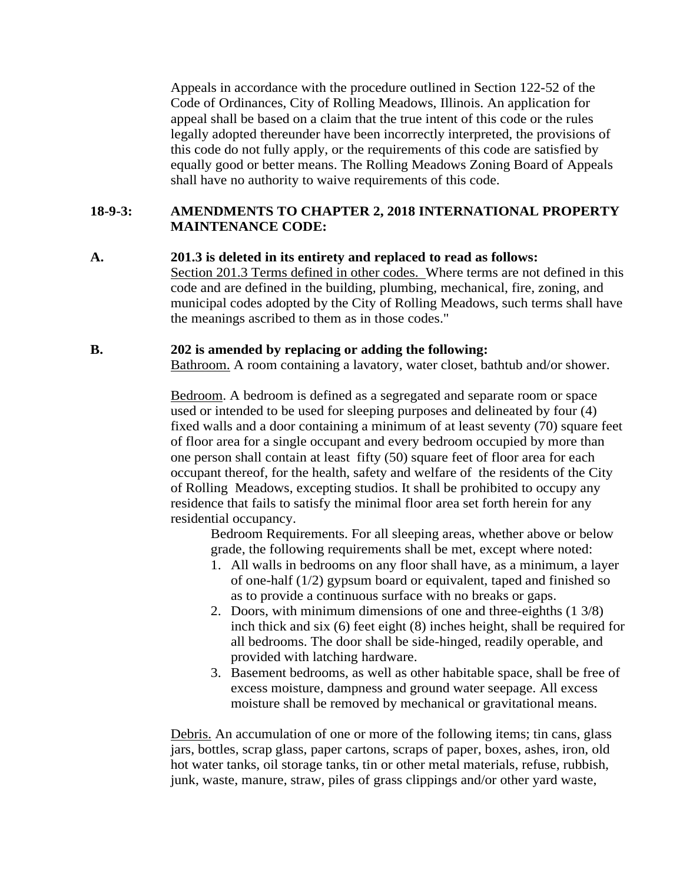Appeals in accordance with the procedure outlined in Section 122-52 of the Code of Ordinances, City of Rolling Meadows, Illinois. An application for appeal shall be based on a claim that the true intent of this code or the rules legally adopted thereunder have been incorrectly interpreted, the provisions of this code do not fully apply, or the requirements of this code are satisfied by equally good or better means. The Rolling Meadows Zoning Board of Appeals shall have no authority to waive requirements of this code.

**18-9-3: AMENDMENTS TO CHAPTER 2, 2018 INTERNATIONAL PROPERTY MAINTENANCE CODE:**

**A. 201.3 is deleted in its entirety and replaced to read as follows:**

Section 201.3 Terms defined in other codes. Where terms are not defined in this code and are defined in the building, plumbing, mechanical, fire, zoning, and municipal codes adopted by the City of Rolling Meadows, such terms shall have the meanings ascribed to them as in those codes."

**B. 202 is amended by replacing or adding the following:**

Bathroom. A room containing a lavatory, water closet, bathtub and/or shower.

Bedroom. A bedroom is defined as a segregated and separate room or space used or intended to be used for sleeping purposes and delineated by four (4) fixed walls and a door containing a minimum of at least seventy (70) square feet of floor area for a single occupant and every bedroom occupied by more than one person shall contain at least fifty (50) square feet of floor area for each occupant thereof, for the health, safety and welfare of the residents of the City of Rolling Meadows, excepting studios. It shall be prohibited to occupy any residence that fails to satisfy the minimal floor area set forth herein for any residential occupancy.

Bedroom Requirements. For all sleeping areas, whether above or below grade, the following requirements shall be met, except where noted:

1. All walls in bedrooms on any floor shall have, as a minimum, a layer of one-half (1/2) gypsum board or equivalent, taped and finished so as to provide a continuous surface with no breaks or gaps.
2. Doors, with minimum dimensions of one and three-eighths (1 3/8) inch thick and six (6) feet eight (8) inches height, shall be required for all bedrooms. The door shall be side-hinged, readily operable, and provided with latching hardware.
3. Basement bedrooms, as well as other habitable space, shall be free of excess moisture, dampness and ground water seepage. All excess moisture shall be removed by mechanical or gravitational means.

Debris. An accumulation of one or more of the following items; tin cans, glass jars, bottles, scrap glass, paper cartons, scraps of paper, boxes, ashes, iron, old hot water tanks, oil storage tanks, tin or other metal materials, refuse, rubbish, junk, waste, manure, straw, piles of grass clippings and/or other yard waste,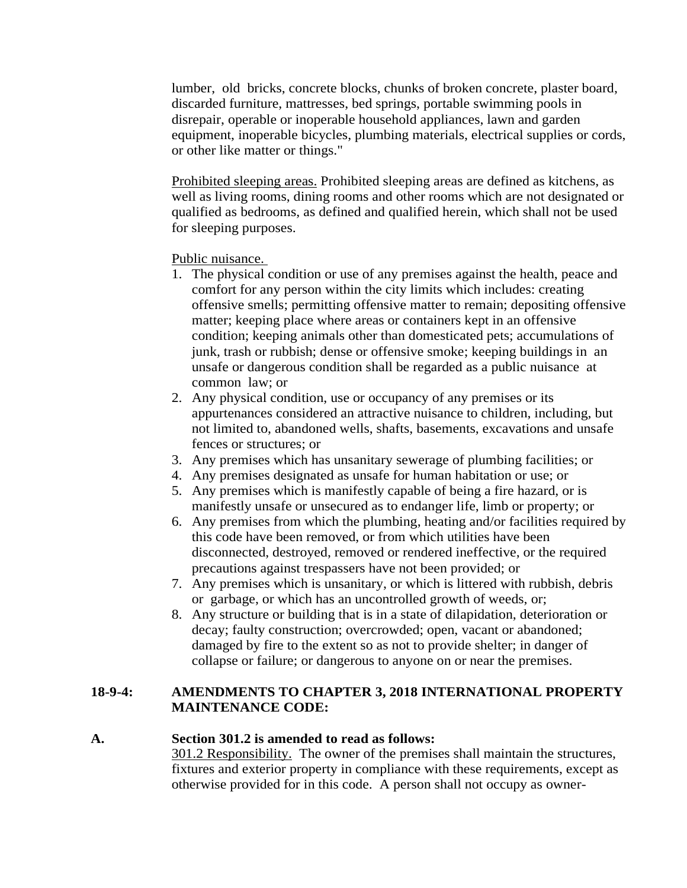lumber, old bricks, concrete blocks, chunks of broken concrete, plaster board, discarded furniture, mattresses, bed springs, portable swimming pools in disrepair, operable or inoperable household appliances, lawn and garden equipment, inoperable bicycles, plumbing materials, electrical supplies or cords, or other like matter or things."

Prohibited sleeping areas. Prohibited sleeping areas are defined as kitchens, as well as living rooms, dining rooms and other rooms which are not designated or qualified as bedrooms, as defined and qualified herein, which shall not be used for sleeping purposes.

Public nuisance.

1. The physical condition or use of any premises against the health, peace and comfort for any person within the city limits which includes: creating offensive smells; permitting offensive matter to remain; depositing offensive matter; keeping place where areas or containers kept in an offensive condition; keeping animals other than domesticated pets; accumulations of junk, trash or rubbish; dense or offensive smoke; keeping buildings in an unsafe or dangerous condition shall be regarded as a public nuisance at common law; or
2. Any physical condition, use or occupancy of any premises or its appurtenances considered an attractive nuisance to children, including, but not limited to, abandoned wells, shafts, basements, excavations and unsafe fences or structures; or
3. Any premises which has unsanitary sewerage of plumbing facilities; or
4. Any premises designated as unsafe for human habitation or use; or
5. Any premises which is manifestly capable of being a fire hazard, or is manifestly unsafe or unsecured as to endanger life, limb or property; or
6. Any premises from which the plumbing, heating and/or facilities required by this code have been removed, or from which utilities have been disconnected, destroyed, removed or rendered ineffective, or the required precautions against trespassers have not been provided; or
7. Any premises which is unsanitary, or which is littered with rubbish, debris or garbage, or which has an uncontrolled growth of weeds, or;
8. Any structure or building that is in a state of dilapidation, deterioration or decay; faulty construction; overcrowded; open, vacant or abandoned; damaged by fire to the extent so as not to provide shelter; in danger of collapse or failure; or dangerous to anyone on or near the premises.

**18-9-4: AMENDMENTS TO CHAPTER 3, 2018 INTERNATIONAL PROPERTY MAINTENANCE CODE:**

**A. Section 301.2 is amended to read as follows:**

301.2 Responsibility. The owner of the premises shall maintain the structures, fixtures and exterior property in compliance with these requirements, except as otherwise provided for in this code. A person shall not occupy as owner-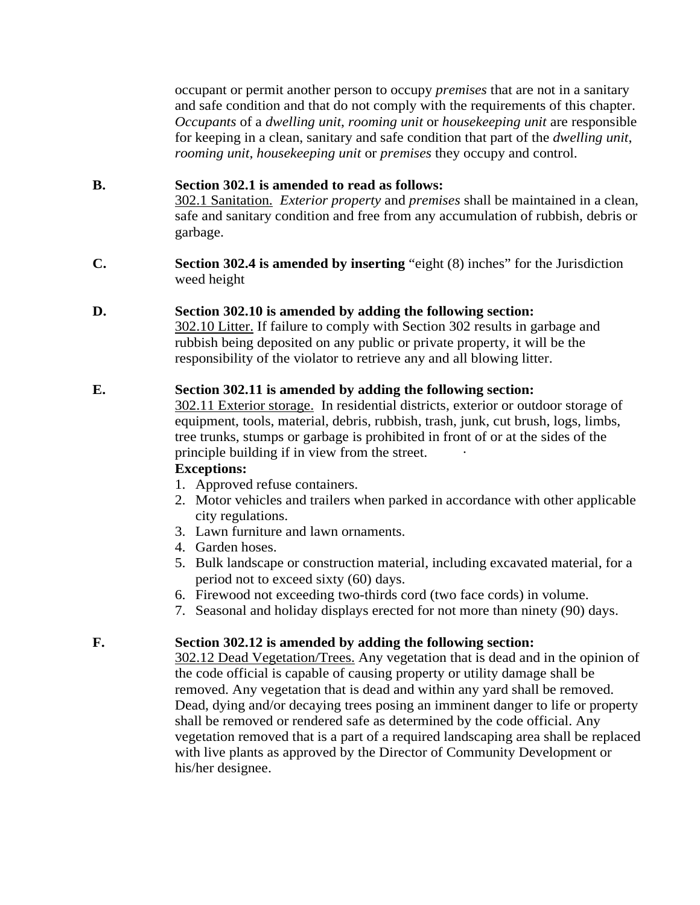occupant or permit another person to occupy *premises* that are not in a sanitary and safe condition and that do not comply with the requirements of this chapter. *Occupants* of a *dwelling unit*, *rooming unit* or *housekeeping unit* are responsible for keeping in a clean, sanitary and safe condition that part of the *dwelling unit*, *rooming unit*, *housekeeping unit* or *premises* they occupy and control.

**B. Section 302.1 is amended to read as follows:**

302.1 Sanitation. *Exterior property* and *premises* shall be maintained in a clean, safe and sanitary condition and free from any accumulation of rubbish, debris or garbage.

**C. Section 302.4 is amended by inserting** "eight (8) inches" for the Jurisdiction weed height

**D. Section 302.10 is amended by adding the following section:**

302.10 Litter. If failure to comply with Section 302 results in garbage and rubbish being deposited on any public or private property, it will be the responsibility of the violator to retrieve any and all blowing litter.

**E. Section 302.11 is amended by adding the following section:**

302.11 Exterior storage. In residential districts, exterior or outdoor storage of equipment, tools, material, debris, rubbish, trash, junk, cut brush, logs, limbs, tree trunks, stumps or garbage is prohibited in front of or at the sides of the principle building if in view from the street.

**Exceptions:**

1. Approved refuse containers.
2. Motor vehicles and trailers when parked in accordance with other applicable city regulations.
3. Lawn furniture and lawn ornaments.
4. Garden hoses.
5. Bulk landscape or construction material, including excavated material, for a period not to exceed sixty (60) days.
6. Firewood not exceeding two-thirds cord (two face cords) in volume.
7. Seasonal and holiday displays erected for not more than ninety (90) days.

**F. Section 302.12 is amended by adding the following section:**

302.12 Dead Vegetation/Trees. Any vegetation that is dead and in the opinion of the code official is capable of causing property or utility damage shall be removed. Any vegetation that is dead and within any yard shall be removed. Dead, dying and/or decaying trees posing an imminent danger to life or property shall be removed or rendered safe as determined by the code official. Any vegetation removed that is a part of a required landscaping area shall be replaced with live plants as approved by the Director of Community Development or his/her designee.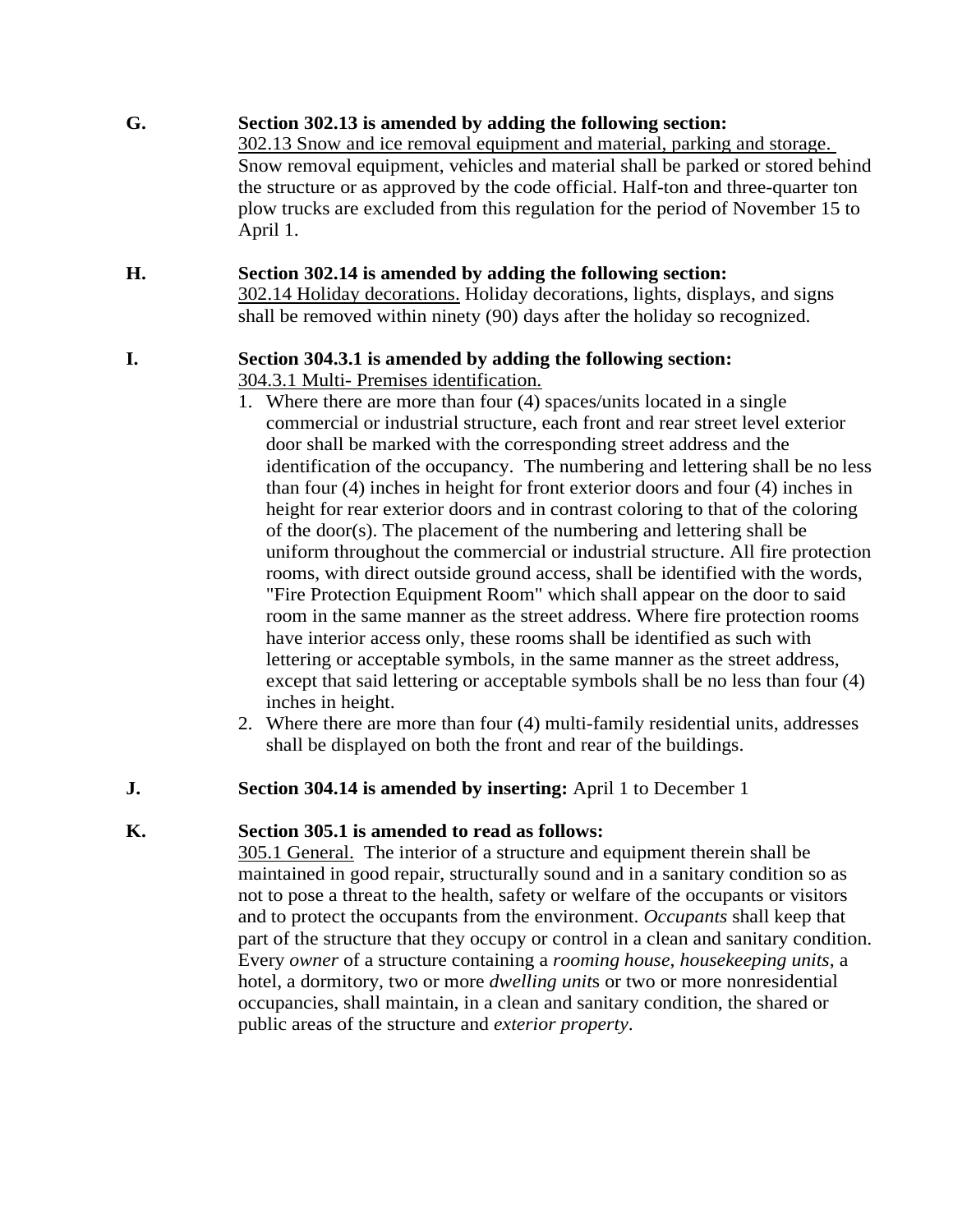**G. Section 302.13 is amended by adding the following section:**

302.13 Snow and ice removal equipment and material, parking and storage. Snow removal equipment, vehicles and material shall be parked or stored behind the structure or as approved by the code official. Half-ton and three-quarter ton plow trucks are excluded from this regulation for the period of November 15 to April 1.

**H. Section 302.14 is amended by adding the following section:**

302.14 Holiday decorations. Holiday decorations, lights, displays, and signs shall be removed within ninety (90) days after the holiday so recognized.

**I. Section 304.3.1 is amended by adding the following section:**

304.3.1 Multi- Premises identification.

1. Where there are more than four (4) spaces/units located in a single commercial or industrial structure, each front and rear street level exterior door shall be marked with the corresponding street address and the identification of the occupancy. The numbering and lettering shall be no less than four (4) inches in height for front exterior doors and four (4) inches in height for rear exterior doors and in contrast coloring to that of the coloring of the door(s). The placement of the numbering and lettering shall be uniform throughout the commercial or industrial structure. All fire protection rooms, with direct outside ground access, shall be identified with the words, "Fire Protection Equipment Room" which shall appear on the door to said room in the same manner as the street address. Where fire protection rooms have interior access only, these rooms shall be identified as such with lettering or acceptable symbols, in the same manner as the street address, except that said lettering or acceptable symbols shall be no less than four (4) inches in height.
2. Where there are more than four (4) multi-family residential units, addresses shall be displayed on both the front and rear of the buildings.

**J. Section 304.14 is amended by inserting:** April 1 to December 1

**K. Section 305.1 is amended to read as follows:**

305.1 General. The interior of a structure and equipment therein shall be maintained in good repair, structurally sound and in a sanitary condition so as not to pose a threat to the health, safety or welfare of the occupants or visitors and to protect the occupants from the environment. *Occupants* shall keep that part of the structure that they occupy or control in a clean and sanitary condition. Every *owner* of a structure containing a *rooming house*, *housekeeping units*, a hotel, a dormitory, two or more *dwelling unit*s or two or more nonresidential occupancies, shall maintain, in a clean and sanitary condition, the shared or public areas of the structure and *exterior property*.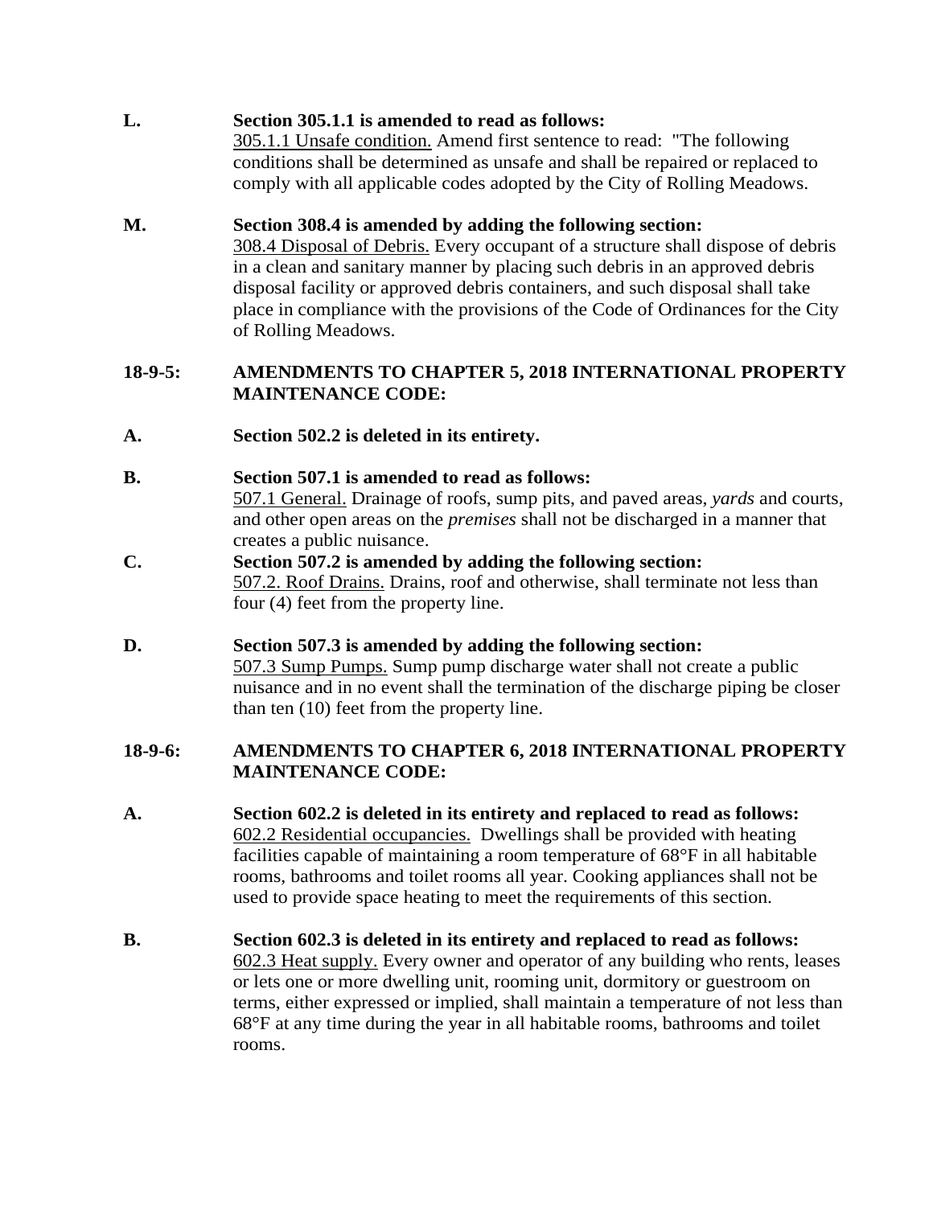**L. Section 305.1.1 is amended to read as follows:**

305.1.1 Unsafe condition. Amend first sentence to read: "The following conditions shall be determined as unsafe and shall be repaired or replaced to comply with all applicable codes adopted by the City of Rolling Meadows.

**M. Section 308.4 is amended by adding the following section:**

308.4 Disposal of Debris. Every occupant of a structure shall dispose of debris in a clean and sanitary manner by placing such debris in an approved debris disposal facility or approved debris containers, and such disposal shall take place in compliance with the provisions of the Code of Ordinances for the City of Rolling Meadows.

## 18-9-5: AMENDMENTS TO CHAPTER 5, 2018 INTERNATIONAL PROPERTY MAINTENANCE CODE:

**A. Section 502.2 is deleted in its entirety.**

**B. Section 507.1 is amended to read as follows:**

507.1 General. Drainage of roofs, sump pits, and paved areas, *yards* and courts, and other open areas on the *premises* shall not be discharged in a manner that creates a public nuisance.

**C. Section 507.2 is amended by adding the following section:**

507.2. Roof Drains. Drains, roof and otherwise, shall terminate not less than four (4) feet from the property line.

**D. Section 507.3 is amended by adding the following section:**

507.3 Sump Pumps. Sump pump discharge water shall not create a public nuisance and in no event shall the termination of the discharge piping be closer than ten (10) feet from the property line.

## 18-9-6: AMENDMENTS TO CHAPTER 6, 2018 INTERNATIONAL PROPERTY MAINTENANCE CODE:

**A. Section 602.2 is deleted in its entirety and replaced to read as follows:**

602.2 Residential occupancies. Dwellings shall be provided with heating facilities capable of maintaining a room temperature of 68°F in all habitable rooms, bathrooms and toilet rooms all year. Cooking appliances shall not be used to provide space heating to meet the requirements of this section.

**B. Section 602.3 is deleted in its entirety and replaced to read as follows:**

602.3 Heat supply. Every owner and operator of any building who rents, leases or lets one or more dwelling unit, rooming unit, dormitory or guestroom on terms, either expressed or implied, shall maintain a temperature of not less than 68°F at any time during the year in all habitable rooms, bathrooms and toilet rooms.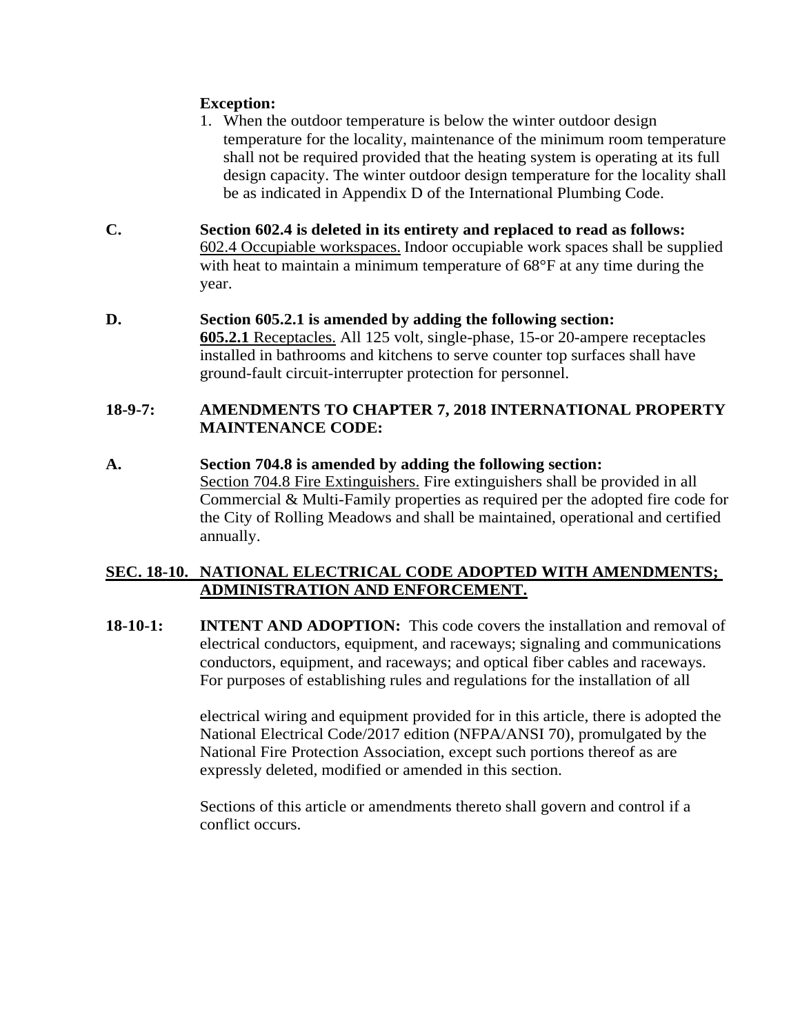**Exception:**

1. When the outdoor temperature is below the winter outdoor design temperature for the locality, maintenance of the minimum room temperature shall not be required provided that the heating system is operating at its full design capacity. The winter outdoor design temperature for the locality shall be as indicated in Appendix D of the International Plumbing Code.

**C.** **Section 602.4 is deleted in its entirety and replaced to read as follows:**
602.4 Occupiable workspaces. Indoor occupiable work spaces shall be supplied with heat to maintain a minimum temperature of 68°F at any time during the year.

**D.** **Section 605.2.1 is amended by adding the following section:**
**605.2.1** Receptacles. All 125 volt, single-phase, 15-or 20-ampere receptacles installed in bathrooms and kitchens to serve counter top surfaces shall have ground-fault circuit-interrupter protection for personnel.

**18-9-7:** **AMENDMENTS TO CHAPTER 7, 2018 INTERNATIONAL PROPERTY MAINTENANCE CODE:**

**A.** **Section 704.8 is amended by adding the following section:**
Section 704.8 Fire Extinguishers. Fire extinguishers shall be provided in all Commercial & Multi-Family properties as required per the adopted fire code for the City of Rolling Meadows and shall be maintained, operational and certified annually.

## SEC. 18-10. NATIONAL ELECTRICAL CODE ADOPTED WITH AMENDMENTS; ADMINISTRATION AND ENFORCEMENT.

**18-10-1:** **INTENT AND ADOPTION:** This code covers the installation and removal of electrical conductors, equipment, and raceways; signaling and communications conductors, equipment, and raceways; and optical fiber cables and raceways. For purposes of establishing rules and regulations for the installation of all electrical wiring and equipment provided for in this article, there is adopted the National Electrical Code/2017 edition (NFPA/ANSI 70), promulgated by the National Fire Protection Association, except such portions thereof as are expressly deleted, modified or amended in this section.

Sections of this article or amendments thereto shall govern and control if a conflict occurs.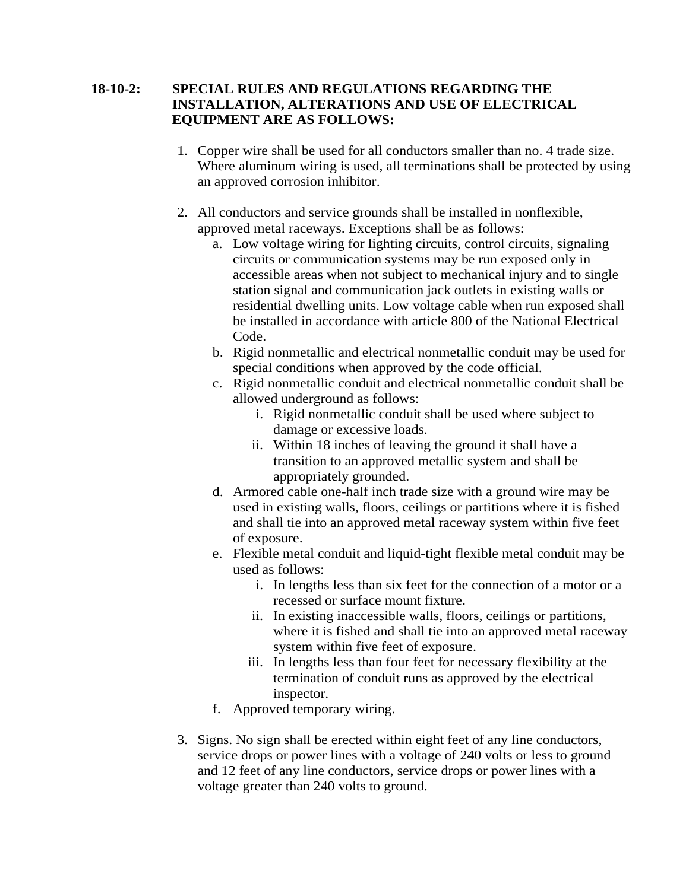**18-10-2: SPECIAL RULES AND REGULATIONS REGARDING THE INSTALLATION, ALTERATIONS AND USE OF ELECTRICAL EQUIPMENT ARE AS FOLLOWS:**

1. Copper wire shall be used for all conductors smaller than no. 4 trade size. Where aluminum wiring is used, all terminations shall be protected by using an approved corrosion inhibitor.

2. All conductors and service grounds shall be installed in nonflexible, approved metal raceways. Exceptions shall be as follows:
   a. Low voltage wiring for lighting circuits, control circuits, signaling circuits or communication systems may be run exposed only in accessible areas when not subject to mechanical injury and to single station signal and communication jack outlets in existing walls or residential dwelling units. Low voltage cable when run exposed shall be installed in accordance with article 800 of the National Electrical Code.
   b. Rigid nonmetallic and electrical nonmetallic conduit may be used for special conditions when approved by the code official.
   c. Rigid nonmetallic conduit and electrical nonmetallic conduit shall be allowed underground as follows:
      i. Rigid nonmetallic conduit shall be used where subject to damage or excessive loads.
      ii. Within 18 inches of leaving the ground it shall have a transition to an approved metallic system and shall be appropriately grounded.
   d. Armored cable one-half inch trade size with a ground wire may be used in existing walls, floors, ceilings or partitions where it is fished and shall tie into an approved metal raceway system within five feet of exposure.
   e. Flexible metal conduit and liquid-tight flexible metal conduit may be used as follows:
      i. In lengths less than six feet for the connection of a motor or a recessed or surface mount fixture.
      ii. In existing inaccessible walls, floors, ceilings or partitions, where it is fished and shall tie into an approved metal raceway system within five feet of exposure.
      iii. In lengths less than four feet for necessary flexibility at the termination of conduit runs as approved by the electrical inspector.
   f. Approved temporary wiring.

3. Signs. No sign shall be erected within eight feet of any line conductors, service drops or power lines with a voltage of 240 volts or less to ground and 12 feet of any line conductors, service drops or power lines with a voltage greater than 240 volts to ground.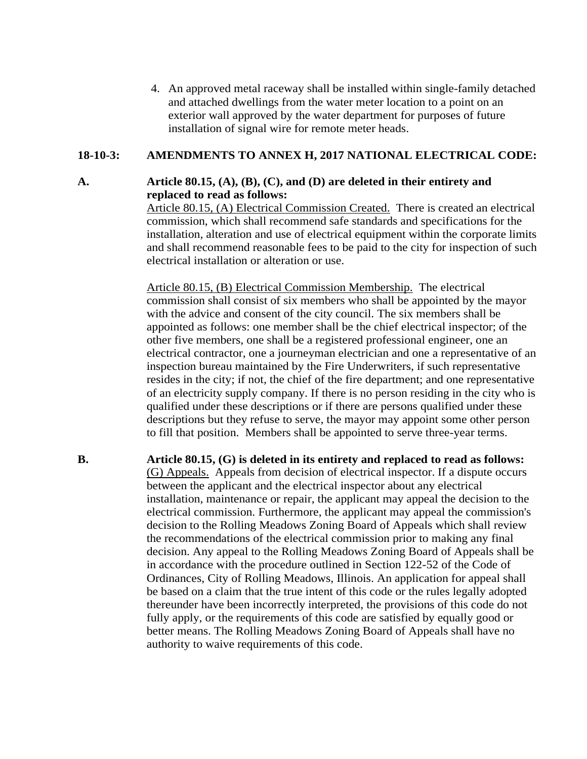4. An approved metal raceway shall be installed within single-family detached and attached dwellings from the water meter location to a point on an exterior wall approved by the water department for purposes of future installation of signal wire for remote meter heads.

**18-10-3: AMENDMENTS TO ANNEX H, 2017 NATIONAL ELECTRICAL CODE:**

**A. Article 80.15, (A), (B), (C), and (D) are deleted in their entirety and replaced to read as follows:**

Article 80.15, (A) Electrical Commission Created. There is created an electrical commission, which shall recommend safe standards and specifications for the installation, alteration and use of electrical equipment within the corporate limits and shall recommend reasonable fees to be paid to the city for inspection of such electrical installation or alteration or use.

Article 80.15, (B) Electrical Commission Membership. The electrical commission shall consist of six members who shall be appointed by the mayor with the advice and consent of the city council. The six members shall be appointed as follows: one member shall be the chief electrical inspector; of the other five members, one shall be a registered professional engineer, one an electrical contractor, one a journeyman electrician and one a representative of an inspection bureau maintained by the Fire Underwriters, if such representative resides in the city; if not, the chief of the fire department; and one representative of an electricity supply company. If there is no person residing in the city who is qualified under these descriptions or if there are persons qualified under these descriptions but they refuse to serve, the mayor may appoint some other person to fill that position. Members shall be appointed to serve three-year terms.

**B. Article 80.15, (G) is deleted in its entirety and replaced to read as follows:**

(G) Appeals. Appeals from decision of electrical inspector. If a dispute occurs between the applicant and the electrical inspector about any electrical installation, maintenance or repair, the applicant may appeal the decision to the electrical commission. Furthermore, the applicant may appeal the commission's decision to the Rolling Meadows Zoning Board of Appeals which shall review the recommendations of the electrical commission prior to making any final decision. Any appeal to the Rolling Meadows Zoning Board of Appeals shall be in accordance with the procedure outlined in Section 122-52 of the Code of Ordinances, City of Rolling Meadows, Illinois. An application for appeal shall be based on a claim that the true intent of this code or the rules legally adopted thereunder have been incorrectly interpreted, the provisions of this code do not fully apply, or the requirements of this code are satisfied by equally good or better means. The Rolling Meadows Zoning Board of Appeals shall have no authority to waive requirements of this code.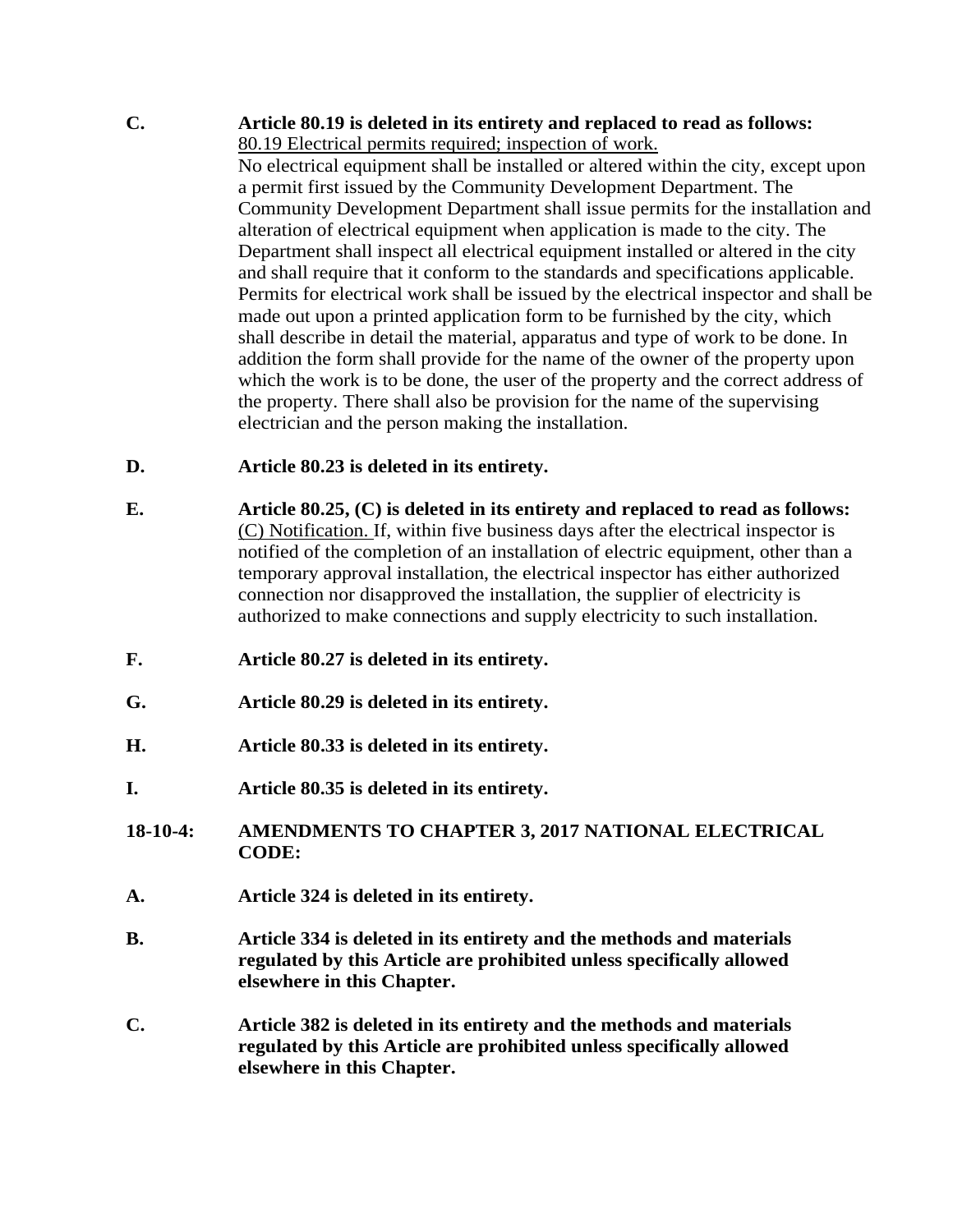**C.** **Article 80.19 is deleted in its entirety and replaced to read as follows:**

80.19 Electrical permits required; inspection of work.

No electrical equipment shall be installed or altered within the city, except upon a permit first issued by the Community Development Department. The Community Development Department shall issue permits for the installation and alteration of electrical equipment when application is made to the city. The Department shall inspect all electrical equipment installed or altered in the city and shall require that it conform to the standards and specifications applicable. Permits for electrical work shall be issued by the electrical inspector and shall be made out upon a printed application form to be furnished by the city, which shall describe in detail the material, apparatus and type of work to be done. In addition the form shall provide for the name of the owner of the property upon which the work is to be done, the user of the property and the correct address of the property. There shall also be provision for the name of the supervising electrician and the person making the installation.

**D.** **Article 80.23 is deleted in its entirety.**

**E.** **Article 80.25, (C) is deleted in its entirety and replaced to read as follows:**

(C) Notification. If, within five business days after the electrical inspector is notified of the completion of an installation of electric equipment, other than a temporary approval installation, the electrical inspector has either authorized connection nor disapproved the installation, the supplier of electricity is authorized to make connections and supply electricity to such installation.

**F.** **Article 80.27 is deleted in its entirety.**

**G.** **Article 80.29 is deleted in its entirety.**

**H.** **Article 80.33 is deleted in its entirety.**

**I.** **Article 80.35 is deleted in its entirety.**

**18-10-4:** **AMENDMENTS TO CHAPTER 3, 2017 NATIONAL ELECTRICAL CODE:**

**A.** **Article 324 is deleted in its entirety.**

**B.** **Article 334 is deleted in its entirety and the methods and materials regulated by this Article are prohibited unless specifically allowed elsewhere in this Chapter.**

**C.** **Article 382 is deleted in its entirety and the methods and materials regulated by this Article are prohibited unless specifically allowed elsewhere in this Chapter.**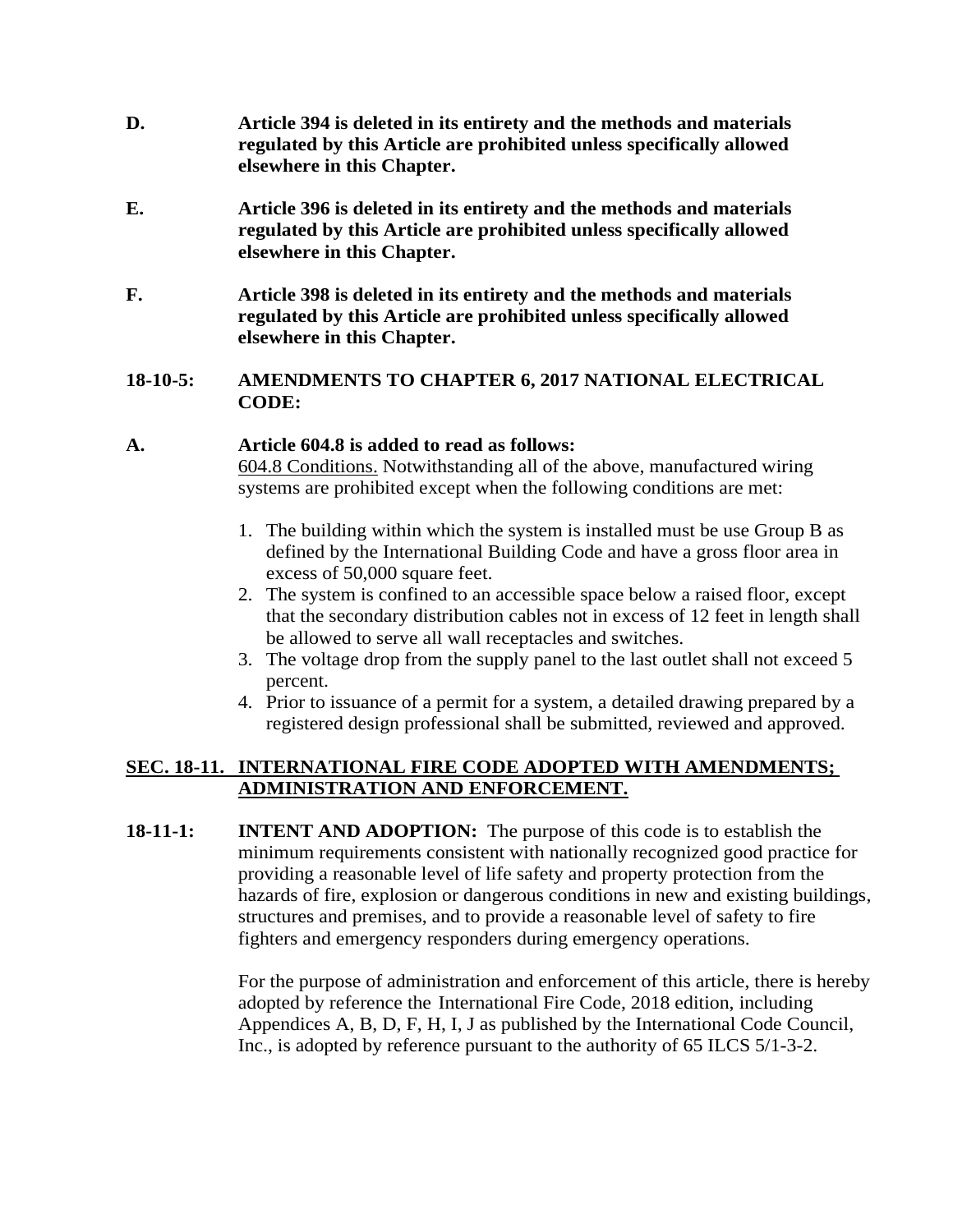**D.** **Article 394 is deleted in its entirety and the methods and materials regulated by this Article are prohibited unless specifically allowed elsewhere in this Chapter.**

**E.** **Article 396 is deleted in its entirety and the methods and materials regulated by this Article are prohibited unless specifically allowed elsewhere in this Chapter.**

**F.** **Article 398 is deleted in its entirety and the methods and materials regulated by this Article are prohibited unless specifically allowed elsewhere in this Chapter.**

**18-10-5: AMENDMENTS TO CHAPTER 6, 2017 NATIONAL ELECTRICAL CODE:**

**A.** **Article 604.8 is added to read as follows:**
604.8 Conditions. Notwithstanding all of the above, manufactured wiring systems are prohibited except when the following conditions are met:

1. The building within which the system is installed must be use Group B as defined by the International Building Code and have a gross floor area in excess of 50,000 square feet.
2. The system is confined to an accessible space below a raised floor, except that the secondary distribution cables not in excess of 12 feet in length shall be allowed to serve all wall receptacles and switches.
3. The voltage drop from the supply panel to the last outlet shall not exceed 5 percent.
4. Prior to issuance of a permit for a system, a detailed drawing prepared by a registered design professional shall be submitted, reviewed and approved.

## SEC. 18-11. INTERNATIONAL FIRE CODE ADOPTED WITH AMENDMENTS; ADMINISTRATION AND ENFORCEMENT.

**18-11-1: INTENT AND ADOPTION:** The purpose of this code is to establish the minimum requirements consistent with nationally recognized good practice for providing a reasonable level of life safety and property protection from the hazards of fire, explosion or dangerous conditions in new and existing buildings, structures and premises, and to provide a reasonable level of safety to fire fighters and emergency responders during emergency operations.

For the purpose of administration and enforcement of this article, there is hereby adopted by reference the International Fire Code, 2018 edition, including Appendices A, B, D, F, H, I, J as published by the International Code Council, Inc., is adopted by reference pursuant to the authority of 65 ILCS 5/1-3-2.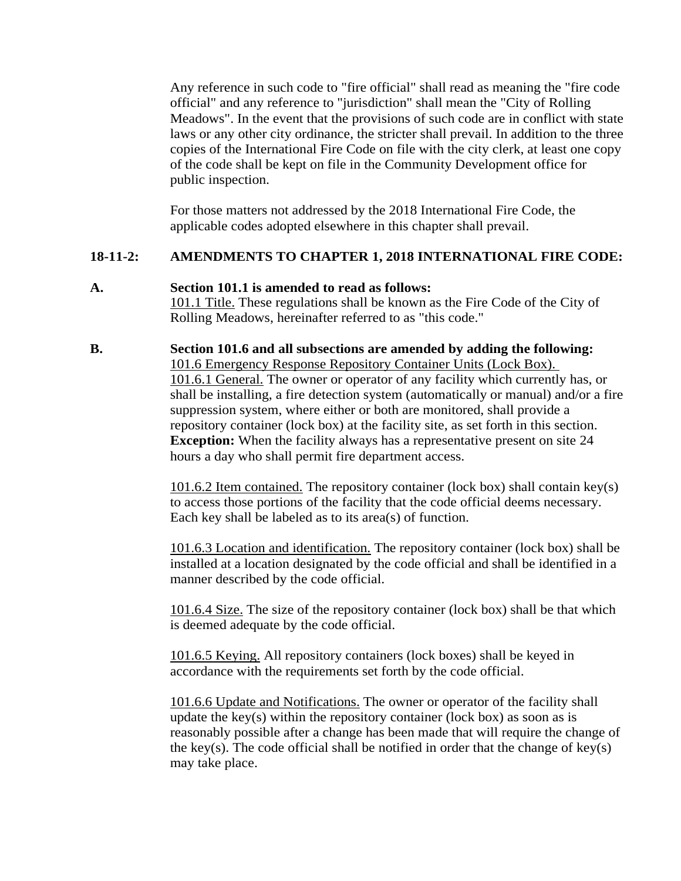Any reference in such code to "fire official" shall read as meaning the "fire code official" and any reference to "jurisdiction" shall mean the "City of Rolling Meadows". In the event that the provisions of such code are in conflict with state laws or any other city ordinance, the stricter shall prevail. In addition to the three copies of the International Fire Code on file with the city clerk, at least one copy of the code shall be kept on file in the Community Development office for public inspection.

For those matters not addressed by the 2018 International Fire Code, the applicable codes adopted elsewhere in this chapter shall prevail.

**18-11-2: AMENDMENTS TO CHAPTER 1, 2018 INTERNATIONAL FIRE CODE:**

**A. Section 101.1 is amended to read as follows:**

101.1 Title. These regulations shall be known as the Fire Code of the City of Rolling Meadows, hereinafter referred to as "this code."

**B. Section 101.6 and all subsections are amended by adding the following:**

101.6 Emergency Response Repository Container Units (Lock Box).

101.6.1 General. The owner or operator of any facility which currently has, or shall be installing, a fire detection system (automatically or manual) and/or a fire suppression system, where either or both are monitored, shall provide a repository container (lock box) at the facility site, as set forth in this section. **Exception:** When the facility always has a representative present on site 24 hours a day who shall permit fire department access.

101.6.2 Item contained. The repository container (lock box) shall contain key(s) to access those portions of the facility that the code official deems necessary. Each key shall be labeled as to its area(s) of function.

101.6.3 Location and identification. The repository container (lock box) shall be installed at a location designated by the code official and shall be identified in a manner described by the code official.

101.6.4 Size. The size of the repository container (lock box) shall be that which is deemed adequate by the code official.

101.6.5 Keying. All repository containers (lock boxes) shall be keyed in accordance with the requirements set forth by the code official.

101.6.6 Update and Notifications. The owner or operator of the facility shall update the key(s) within the repository container (lock box) as soon as is reasonably possible after a change has been made that will require the change of the key(s). The code official shall be notified in order that the change of key(s) may take place.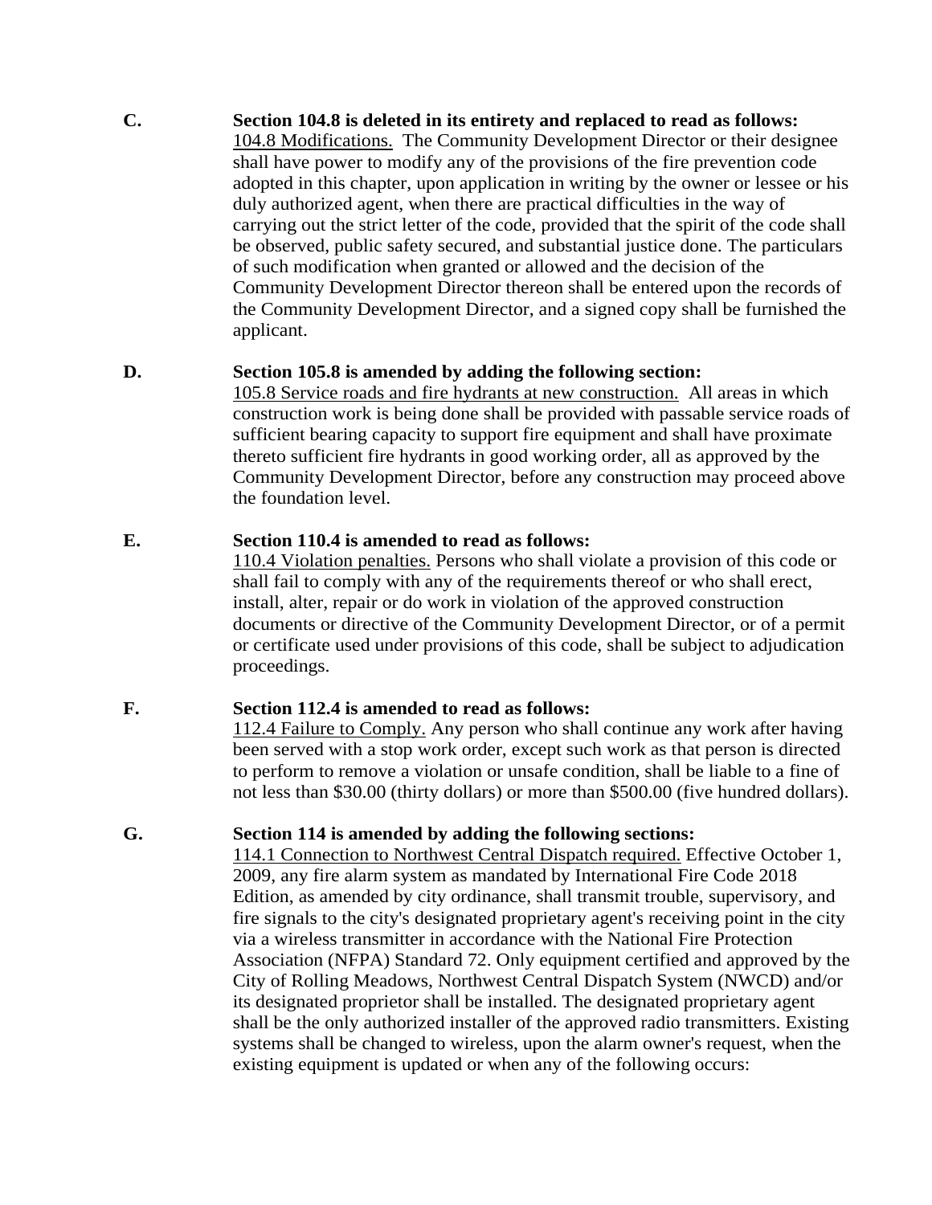**C.** **Section 104.8 is deleted in its entirety and replaced to read as follows:**

<u>104.8 Modifications.</u> The Community Development Director or their designee shall have power to modify any of the provisions of the fire prevention code adopted in this chapter, upon application in writing by the owner or lessee or his duly authorized agent, when there are practical difficulties in the way of carrying out the strict letter of the code, provided that the spirit of the code shall be observed, public safety secured, and substantial justice done. The particulars of such modification when granted or allowed and the decision of the Community Development Director thereon shall be entered upon the records of the Community Development Director, and a signed copy shall be furnished the applicant.

**D.** **Section 105.8 is amended by adding the following section:**

<u>105.8 Service roads and fire hydrants at new construction.</u> All areas in which construction work is being done shall be provided with passable service roads of sufficient bearing capacity to support fire equipment and shall have proximate thereto sufficient fire hydrants in good working order, all as approved by the Community Development Director, before any construction may proceed above the foundation level.

**E.** **Section 110.4 is amended to read as follows:**

<u>110.4 Violation penalties.</u> Persons who shall violate a provision of this code or shall fail to comply with any of the requirements thereof or who shall erect, install, alter, repair or do work in violation of the approved construction documents or directive of the Community Development Director, or of a permit or certificate used under provisions of this code, shall be subject to adjudication proceedings.

**F.** **Section 112.4 is amended to read as follows:**

<u>112.4 Failure to Comply.</u> Any person who shall continue any work after having been served with a stop work order, except such work as that person is directed to perform to remove a violation or unsafe condition, shall be liable to a fine of not less than $30.00 (thirty dollars) or more than $500.00 (five hundred dollars).

**G.** **Section 114 is amended by adding the following sections:**

<u>114.1 Connection to Northwest Central Dispatch required.</u> Effective October 1, 2009, any fire alarm system as mandated by International Fire Code 2018 Edition, as amended by city ordinance, shall transmit trouble, supervisory, and fire signals to the city's designated proprietary agent's receiving point in the city via a wireless transmitter in accordance with the National Fire Protection Association (NFPA) Standard 72. Only equipment certified and approved by the City of Rolling Meadows, Northwest Central Dispatch System (NWCD) and/or its designated proprietor shall be installed. The designated proprietary agent shall be the only authorized installer of the approved radio transmitters. Existing systems shall be changed to wireless, upon the alarm owner's request, when the existing equipment is updated or when any of the following occurs: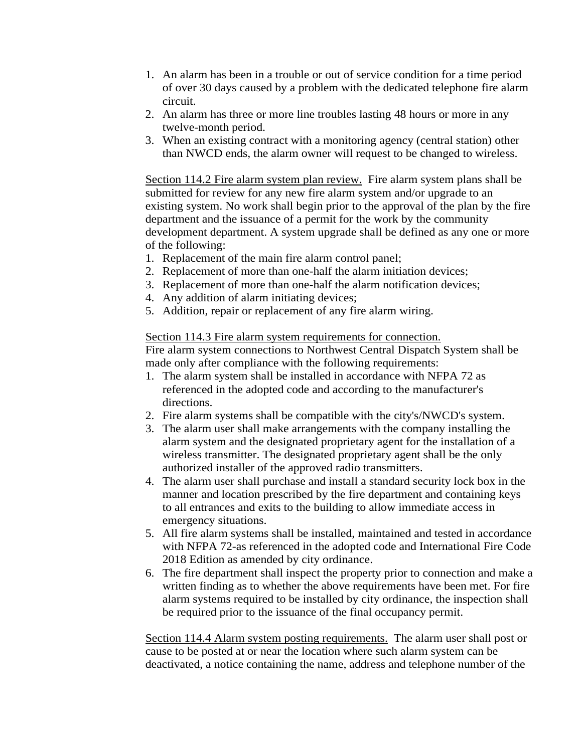1. An alarm has been in a trouble or out of service condition for a time period of over 30 days caused by a problem with the dedicated telephone fire alarm circuit.
2. An alarm has three or more line troubles lasting 48 hours or more in any twelve-month period.
3. When an existing contract with a monitoring agency (central station) other than NWCD ends, the alarm owner will request to be changed to wireless.

<u>Section 114.2 Fire alarm system plan review.</u> Fire alarm system plans shall be submitted for review for any new fire alarm system and/or upgrade to an existing system. No work shall begin prior to the approval of the plan by the fire department and the issuance of a permit for the work by the community development department. A system upgrade shall be defined as any one or more of the following:

1. Replacement of the main fire alarm control panel;
2. Replacement of more than one-half the alarm initiation devices;
3. Replacement of more than one-half the alarm notification devices;
4. Any addition of alarm initiating devices;
5. Addition, repair or replacement of any fire alarm wiring.

<u>Section 114.3 Fire alarm system requirements for connection.</u>
Fire alarm system connections to Northwest Central Dispatch System shall be made only after compliance with the following requirements:

1. The alarm system shall be installed in accordance with NFPA 72 as referenced in the adopted code and according to the manufacturer's directions.
2. Fire alarm systems shall be compatible with the city's/NWCD's system.
3. The alarm user shall make arrangements with the company installing the alarm system and the designated proprietary agent for the installation of a wireless transmitter. The designated proprietary agent shall be the only authorized installer of the approved radio transmitters.
4. The alarm user shall purchase and install a standard security lock box in the manner and location prescribed by the fire department and containing keys to all entrances and exits to the building to allow immediate access in emergency situations.
5. All fire alarm systems shall be installed, maintained and tested in accordance with NFPA 72-as referenced in the adopted code and International Fire Code 2018 Edition as amended by city ordinance.
6. The fire department shall inspect the property prior to connection and make a written finding as to whether the above requirements have been met. For fire alarm systems required to be installed by city ordinance, the inspection shall be required prior to the issuance of the final occupancy permit.

<u>Section 114.4 Alarm system posting requirements.</u> The alarm user shall post or cause to be posted at or near the location where such alarm system can be deactivated, a notice containing the name, address and telephone number of the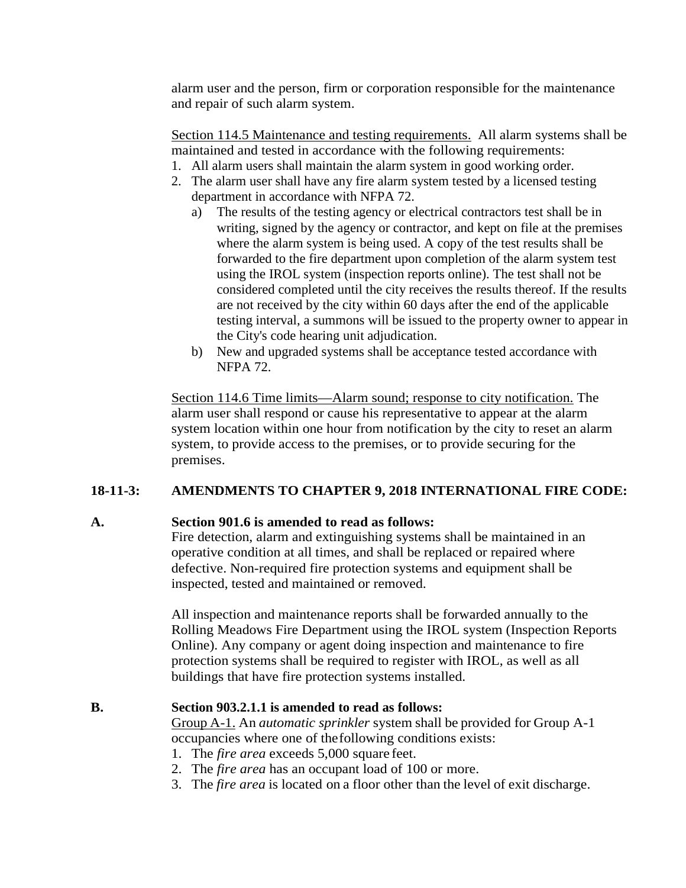alarm user and the person, firm or corporation responsible for the maintenance and repair of such alarm system.

Section 114.5 Maintenance and testing requirements. All alarm systems shall be maintained and tested in accordance with the following requirements:

1. All alarm users shall maintain the alarm system in good working order.
2. The alarm user shall have any fire alarm system tested by a licensed testing department in accordance with NFPA 72.
   a) The results of the testing agency or electrical contractors test shall be in writing, signed by the agency or contractor, and kept on file at the premises where the alarm system is being used. A copy of the test results shall be forwarded to the fire department upon completion of the alarm system test using the IROL system (inspection reports online). The test shall not be considered completed until the city receives the results thereof. If the results are not received by the city within 60 days after the end of the applicable testing interval, a summons will be issued to the property owner to appear in the City's code hearing unit adjudication.
   b) New and upgraded systems shall be acceptance tested accordance with NFPA 72.

Section 114.6 Time limits—Alarm sound; response to city notification. The alarm user shall respond or cause his representative to appear at the alarm system location within one hour from notification by the city to reset an alarm system, to provide access to the premises, or to provide securing for the premises.

**18-11-3: AMENDMENTS TO CHAPTER 9, 2018 INTERNATIONAL FIRE CODE:**

**A. Section 901.6 is amended to read as follows:**

Fire detection, alarm and extinguishing systems shall be maintained in an operative condition at all times, and shall be replaced or repaired where defective. Non-required fire protection systems and equipment shall be inspected, tested and maintained or removed.

All inspection and maintenance reports shall be forwarded annually to the Rolling Meadows Fire Department using the IROL system (Inspection Reports Online). Any company or agent doing inspection and maintenance to fire protection systems shall be required to register with IROL, as well as all buildings that have fire protection systems installed.

**B. Section 903.2.1.1 is amended to read as follows:**

Group A-1. An *automatic sprinkler* system shall be provided for Group A-1 occupancies where one of the following conditions exists:

1. The *fire area* exceeds 5,000 square feet.
2. The *fire area* has an occupant load of 100 or more.
3. The *fire area* is located on a floor other than the level of exit discharge.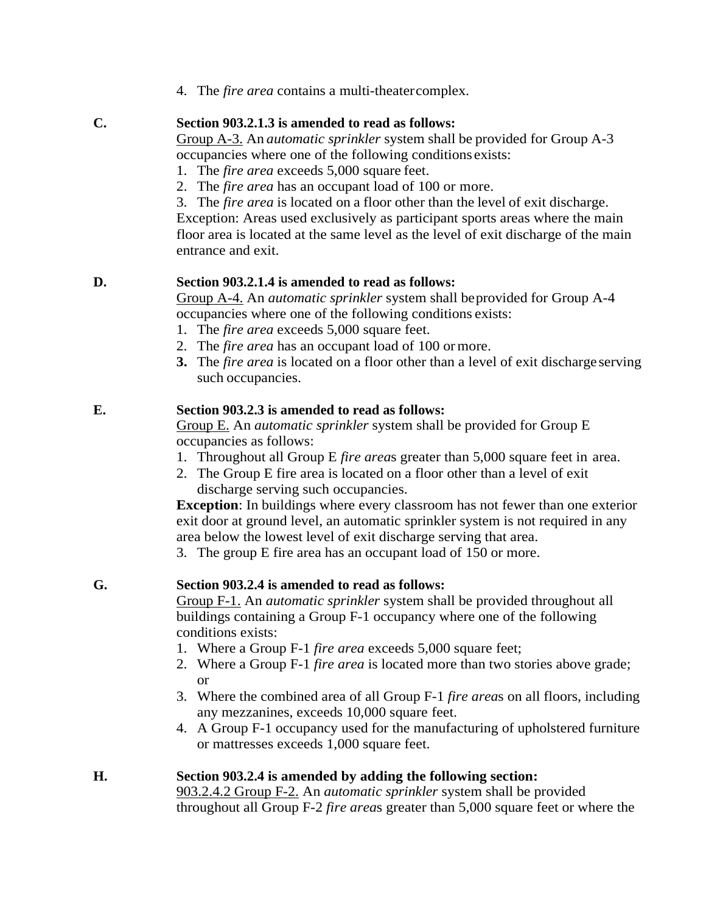4. The *fire area* contains a multi-theater complex.

**C.** **Section 903.2.1.3 is amended to read as follows:**

Group A-3. An *automatic sprinkler* system shall be provided for Group A-3 occupancies where one of the following conditions exists:

1. The *fire area* exceeds 5,000 square feet.
2. The *fire area* has an occupant load of 100 or more.
3. The *fire area* is located on a floor other than the level of exit discharge.

Exception: Areas used exclusively as participant sports areas where the main floor area is located at the same level as the level of exit discharge of the main entrance and exit.

**D.** **Section 903.2.1.4 is amended to read as follows:**

Group A-4. An *automatic sprinkler* system shall be provided for Group A-4 occupancies where one of the following conditions exists:

1. The *fire area* exceeds 5,000 square feet.
2. The *fire area* has an occupant load of 100 or more.
3. The *fire area* is located on a floor other than a level of exit discharge serving such occupancies.

**E.** **Section 903.2.3 is amended to read as follows:**

Group E. An *automatic sprinkler* system shall be provided for Group E occupancies as follows:

1. Throughout all Group E *fire area*s greater than 5,000 square feet in area.
2. The Group E fire area is located on a floor other than a level of exit discharge serving such occupancies.

**Exception**: In buildings where every classroom has not fewer than one exterior exit door at ground level, an automatic sprinkler system is not required in any area below the lowest level of exit discharge serving that area.

3. The group E fire area has an occupant load of 150 or more.

**G.** **Section 903.2.4 is amended to read as follows:**

Group F-1. An *automatic sprinkler* system shall be provided throughout all buildings containing a Group F-1 occupancy where one of the following conditions exists:

1. Where a Group F-1 *fire area* exceeds 5,000 square feet;
2. Where a Group F-1 *fire area* is located more than two stories above grade; or
3. Where the combined area of all Group F-1 *fire area*s on all floors, including any mezzanines, exceeds 10,000 square feet.
4. A Group F-1 occupancy used for the manufacturing of upholstered furniture or mattresses exceeds 1,000 square feet.

**H.** **Section 903.2.4 is amended by adding the following section:**

903.2.4.2 Group F-2. An *automatic sprinkler* system shall be provided throughout all Group F-2 *fire area*s greater than 5,000 square feet or where the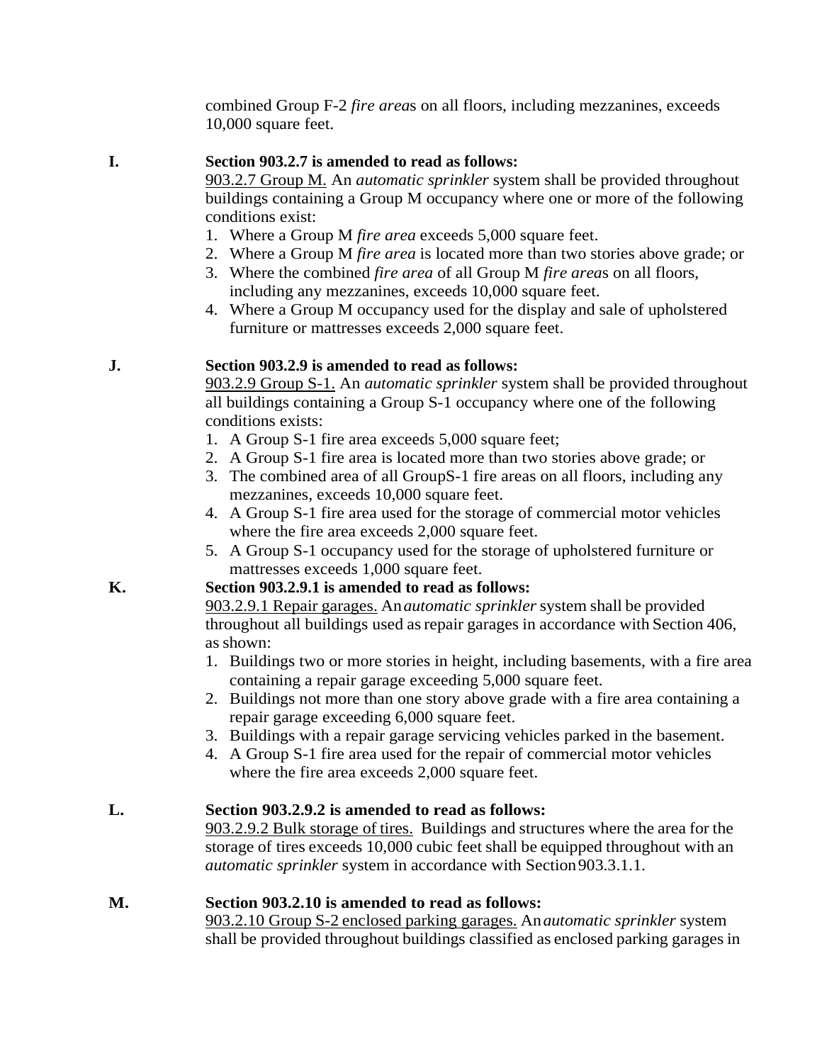combined Group F-2 *fire area*s on all floors, including mezzanines, exceeds 10,000 square feet.

**I.** **Section 903.2.7 is amended to read as follows:**

903.2.7 Group M. An *automatic sprinkler* system shall be provided throughout buildings containing a Group M occupancy where one or more of the following conditions exist:

1. Where a Group M *fire area* exceeds 5,000 square feet.
2. Where a Group M *fire area* is located more than two stories above grade; or
3. Where the combined *fire area* of all Group M *fire area*s on all floors, including any mezzanines, exceeds 10,000 square feet.
4. Where a Group M occupancy used for the display and sale of upholstered furniture or mattresses exceeds 2,000 square feet.

**J.** **Section 903.2.9 is amended to read as follows:**

903.2.9 Group S-1. An *automatic sprinkler* system shall be provided throughout all buildings containing a Group S-1 occupancy where one of the following conditions exists:

1. A Group S-1 fire area exceeds 5,000 square feet;
2. A Group S-1 fire area is located more than two stories above grade; or
3. The combined area of all GroupS-1 fire areas on all floors, including any mezzanines, exceeds 10,000 square feet.
4. A Group S-1 fire area used for the storage of commercial motor vehicles where the fire area exceeds 2,000 square feet.
5. A Group S-1 occupancy used for the storage of upholstered furniture or mattresses exceeds 1,000 square feet.

**K.** **Section 903.2.9.1 is amended to read as follows:**

903.2.9.1 Repair garages. An *automatic sprinkler* system shall be provided throughout all buildings used as repair garages in accordance with Section 406, as shown:

1. Buildings two or more stories in height, including basements, with a fire area containing a repair garage exceeding 5,000 square feet.
2. Buildings not more than one story above grade with a fire area containing a repair garage exceeding 6,000 square feet.
3. Buildings with a repair garage servicing vehicles parked in the basement.
4. A Group S-1 fire area used for the repair of commercial motor vehicles where the fire area exceeds 2,000 square feet.

**L.** **Section 903.2.9.2 is amended to read as follows:**

903.2.9.2 Bulk storage of tires. Buildings and structures where the area for the storage of tires exceeds 10,000 cubic feet shall be equipped throughout with an *automatic sprinkler* system in accordance with Section 903.3.1.1.

**M.** **Section 903.2.10 is amended to read as follows:**

903.2.10 Group S-2 enclosed parking garages. An *automatic sprinkler* system shall be provided throughout buildings classified as enclosed parking garages in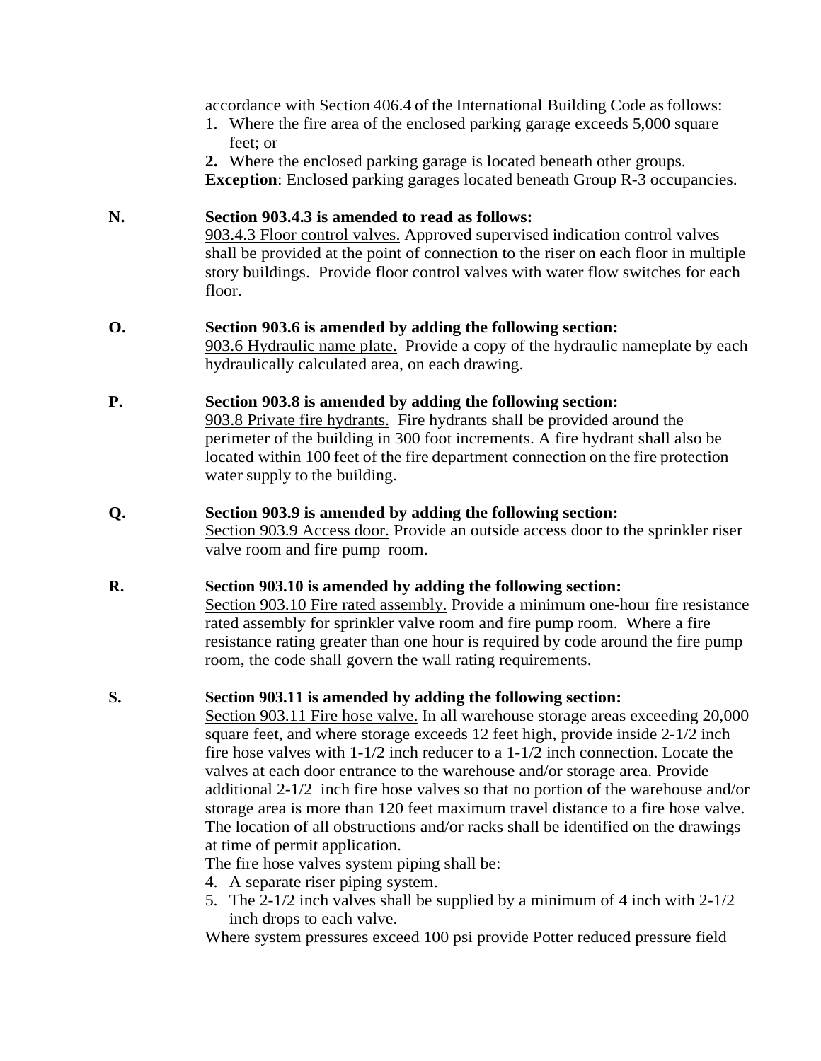accordance with Section 406.4 of the International Building Code as follows:

1. Where the fire area of the enclosed parking garage exceeds 5,000 square feet; or
2. Where the enclosed parking garage is located beneath other groups.

**Exception**: Enclosed parking garages located beneath Group R-3 occupancies.

**N.** **Section 903.4.3 is amended to read as follows:**

903.4.3 Floor control valves. Approved supervised indication control valves shall be provided at the point of connection to the riser on each floor in multiple story buildings. Provide floor control valves with water flow switches for each floor.

**O.** **Section 903.6 is amended by adding the following section:**

903.6 Hydraulic name plate. Provide a copy of the hydraulic nameplate by each hydraulically calculated area, on each drawing.

**P.** **Section 903.8 is amended by adding the following section:**

903.8 Private fire hydrants. Fire hydrants shall be provided around the perimeter of the building in 300 foot increments. A fire hydrant shall also be located within 100 feet of the fire department connection on the fire protection water supply to the building.

**Q.** **Section 903.9 is amended by adding the following section:**

Section 903.9 Access door. Provide an outside access door to the sprinkler riser valve room and fire pump room.

**R.** **Section 903.10 is amended by adding the following section:**

Section 903.10 Fire rated assembly. Provide a minimum one-hour fire resistance rated assembly for sprinkler valve room and fire pump room. Where a fire resistance rating greater than one hour is required by code around the fire pump room, the code shall govern the wall rating requirements.

**S.** **Section 903.11 is amended by adding the following section:**

Section 903.11 Fire hose valve. In all warehouse storage areas exceeding 20,000 square feet, and where storage exceeds 12 feet high, provide inside 2-1/2 inch fire hose valves with 1-1/2 inch reducer to a 1-1/2 inch connection. Locate the valves at each door entrance to the warehouse and/or storage area. Provide additional 2-1/2 inch fire hose valves so that no portion of the warehouse and/or storage area is more than 120 feet maximum travel distance to a fire hose valve. The location of all obstructions and/or racks shall be identified on the drawings at time of permit application.

The fire hose valves system piping shall be:

4. A separate riser piping system.
5. The 2-1/2 inch valves shall be supplied by a minimum of 4 inch with 2-1/2 inch drops to each valve.

Where system pressures exceed 100 psi provide Potter reduced pressure field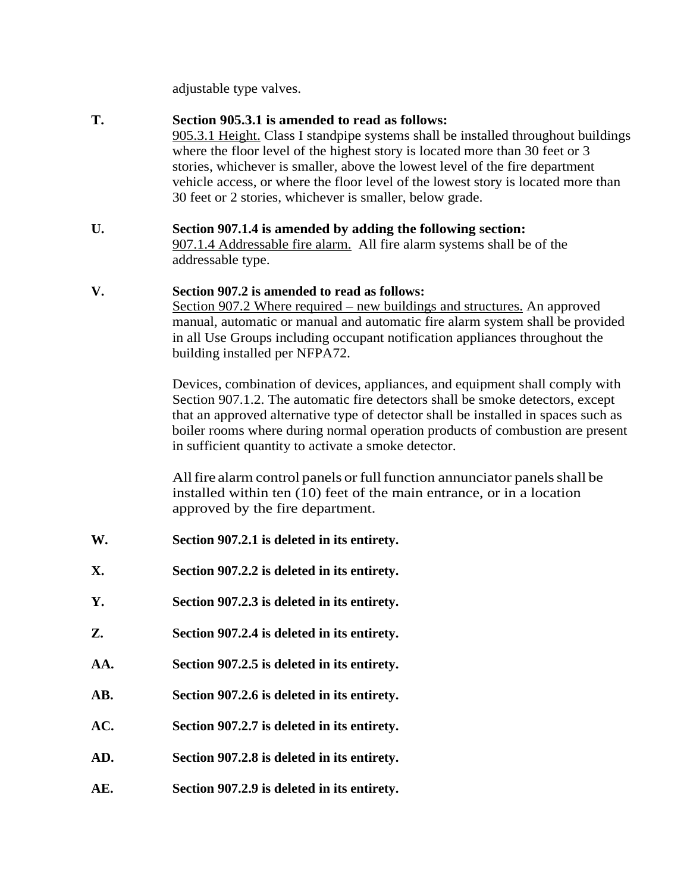adjustable type valves.

**T.** **Section 905.3.1 is amended to read as follows:**

905.3.1 Height. Class I standpipe systems shall be installed throughout buildings where the floor level of the highest story is located more than 30 feet or 3 stories, whichever is smaller, above the lowest level of the fire department vehicle access, or where the floor level of the lowest story is located more than 30 feet or 2 stories, whichever is smaller, below grade.

**U.** **Section 907.1.4 is amended by adding the following section:**

907.1.4 Addressable fire alarm. All fire alarm systems shall be of the addressable type.

**V.** **Section 907.2 is amended to read as follows:**

Section 907.2 Where required – new buildings and structures. An approved manual, automatic or manual and automatic fire alarm system shall be provided in all Use Groups including occupant notification appliances throughout the building installed per NFPA72.

Devices, combination of devices, appliances, and equipment shall comply with Section 907.1.2. The automatic fire detectors shall be smoke detectors, except that an approved alternative type of detector shall be installed in spaces such as boiler rooms where during normal operation products of combustion are present in sufficient quantity to activate a smoke detector.

All fire alarm control panels or full function annunciator panels shall be installed within ten (10) feet of the main entrance, or in a location approved by the fire department.

**W.** **Section 907.2.1 is deleted in its entirety.**

**X.** **Section 907.2.2 is deleted in its entirety.**

**Y.** **Section 907.2.3 is deleted in its entirety.**

**Z.** **Section 907.2.4 is deleted in its entirety.**

**AA.** **Section 907.2.5 is deleted in its entirety.**

**AB.** **Section 907.2.6 is deleted in its entirety.**

**AC.** **Section 907.2.7 is deleted in its entirety.**

**AD.** **Section 907.2.8 is deleted in its entirety.**

**AE.** **Section 907.2.9 is deleted in its entirety.**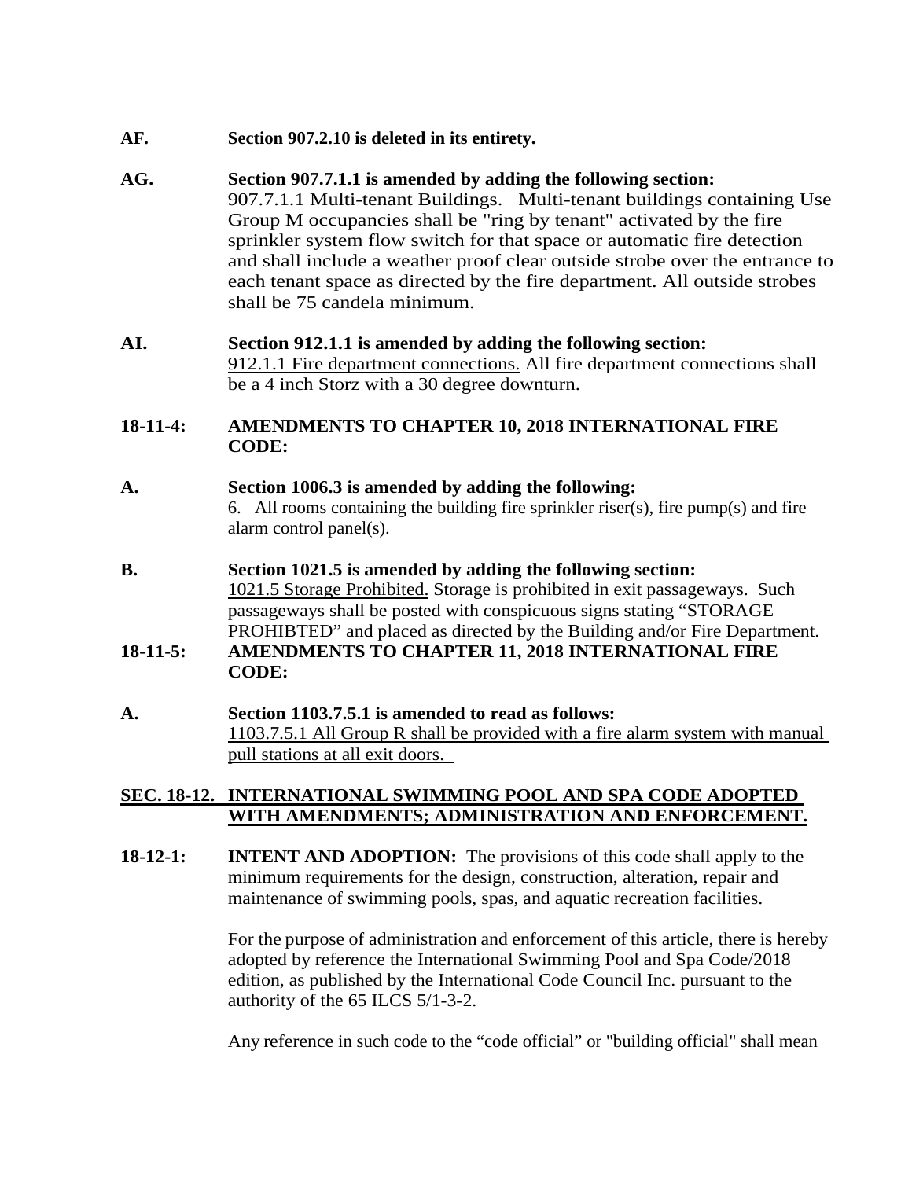**AF.** **Section 907.2.10 is deleted in its entirety.**

**AG.** **Section 907.7.1.1 is amended by adding the following section:**
907.7.1.1 Multi-tenant Buildings. Multi-tenant buildings containing Use Group M occupancies shall be "ring by tenant" activated by the fire sprinkler system flow switch for that space or automatic fire detection and shall include a weather proof clear outside strobe over the entrance to each tenant space as directed by the fire department. All outside strobes shall be 75 candela minimum.

**AI.** **Section 912.1.1 is amended by adding the following section:**
912.1.1 Fire department connections. All fire department connections shall be a 4 inch Storz with a 30 degree downturn.

**18-11-4: AMENDMENTS TO CHAPTER 10, 2018 INTERNATIONAL FIRE CODE:**

**A.** **Section 1006.3 is amended by adding the following:**
6. All rooms containing the building fire sprinkler riser(s), fire pump(s) and fire alarm control panel(s).

**B.** **Section 1021.5 is amended by adding the following section:**
1021.5 Storage Prohibited. Storage is prohibited in exit passageways. Such passageways shall be posted with conspicuous signs stating "STORAGE PROHIBTED" and placed as directed by the Building and/or Fire Department.

**18-11-5: AMENDMENTS TO CHAPTER 11, 2018 INTERNATIONAL FIRE CODE:**

**A.** **Section 1103.7.5.1 is amended to read as follows:**
1103.7.5.1 All Group R shall be provided with a fire alarm system with manual pull stations at all exit doors.

**SEC. 18-12. INTERNATIONAL SWIMMING POOL AND SPA CODE ADOPTED WITH AMENDMENTS; ADMINISTRATION AND ENFORCEMENT.**

**18-12-1: INTENT AND ADOPTION:** The provisions of this code shall apply to the minimum requirements for the design, construction, alteration, repair and maintenance of swimming pools, spas, and aquatic recreation facilities.

For the purpose of administration and enforcement of this article, there is hereby adopted by reference the International Swimming Pool and Spa Code/2018 edition, as published by the International Code Council Inc. pursuant to the authority of the 65 ILCS 5/1-3-2.

Any reference in such code to the "code official" or "building official" shall mean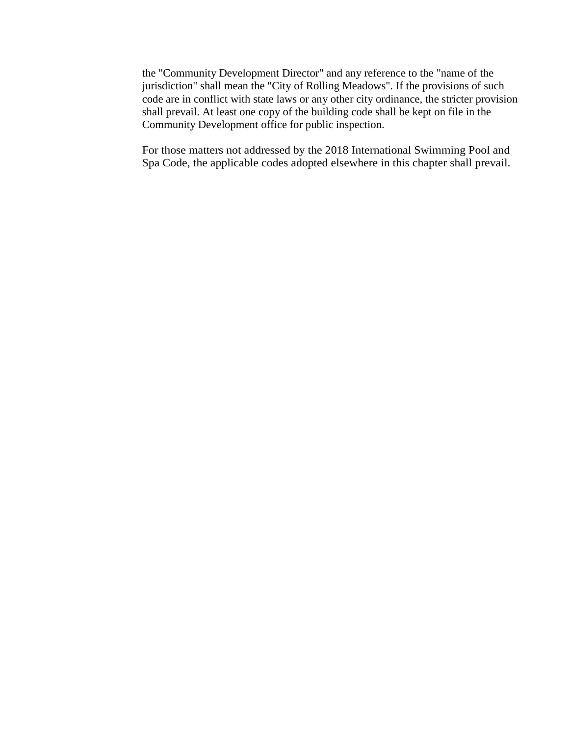the "Community Development Director" and any reference to the "name of the jurisdiction" shall mean the "City of Rolling Meadows". If the provisions of such code are in conflict with state laws or any other city ordinance, the stricter provision shall prevail. At least one copy of the building code shall be kept on file in the Community Development office for public inspection.

For those matters not addressed by the 2018 International Swimming Pool and Spa Code, the applicable codes adopted elsewhere in this chapter shall prevail.